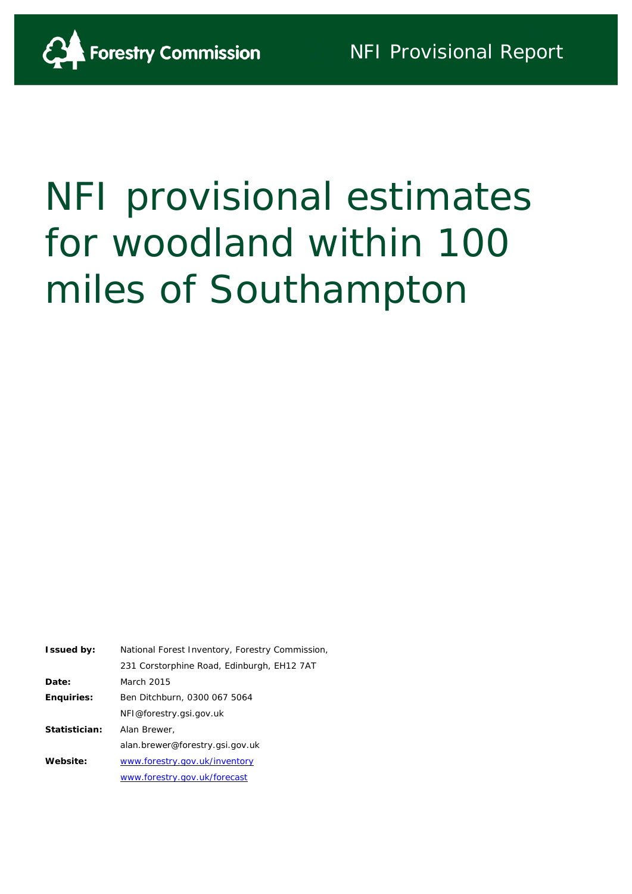Forestry Commission

NFI Provisional Report

# NFI provisional estimates for woodland within 100 miles of Southampton

| | |
|---|---|
| **Issued by:** | National Forest Inventory, Forestry Commission, |
| | 231 Corstorphine Road, Edinburgh, EH12 7AT |
| **Date:** | March 2015 |
| **Enquiries:** | Ben Ditchburn, 0300 067 5064 |
| | NFI@forestry.gsi.gov.uk |
| **Statistician:** | Alan Brewer, |
| | alan.brewer@forestry.gsi.gov.uk |
| **Website:** | www.forestry.gov.uk/inventory |
| | www.forestry.gov.uk/forecast |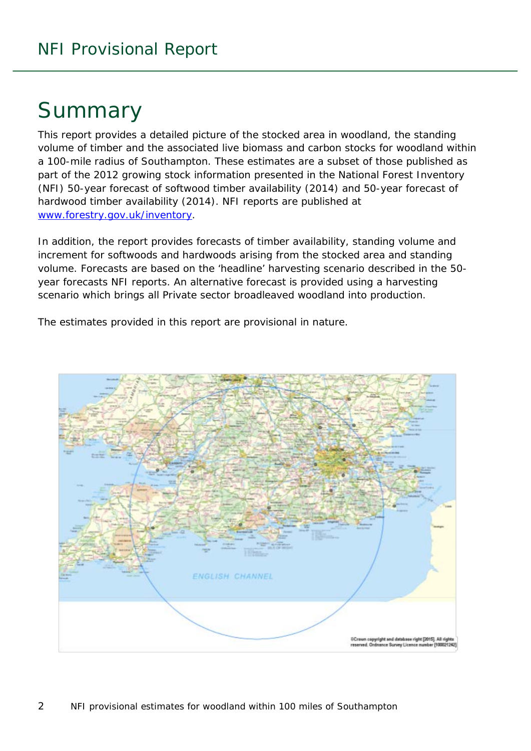# Summary

This report provides a detailed picture of the stocked area in woodland, the standing volume of timber and the associated live biomass and carbon stocks for woodland within a 100-mile radius of Southampton. These estimates are a subset of those published as part of the 2012 growing stock information presented in the National Forest Inventory (NFI) 50-year forecast of softwood timber availability (2014) and 50-year forecast of hardwood timber availability (2014). NFI reports are published at www.forestry.gov.uk/inventory.

In addition, the report provides forecasts of timber availability, standing volume and increment for softwoods and hardwoods arising from the stocked area and standing volume. Forecasts are based on the 'headline' harvesting scenario described in the 50-year forecasts NFI reports. An alternative forecast is provided using a harvesting scenario which brings all Private sector broadleaved woodland into production.

The estimates provided in this report are provisional in nature.

©Crown copyright and database right [2015]. All rights reserved. Ordnance Survey Licence number [100021242]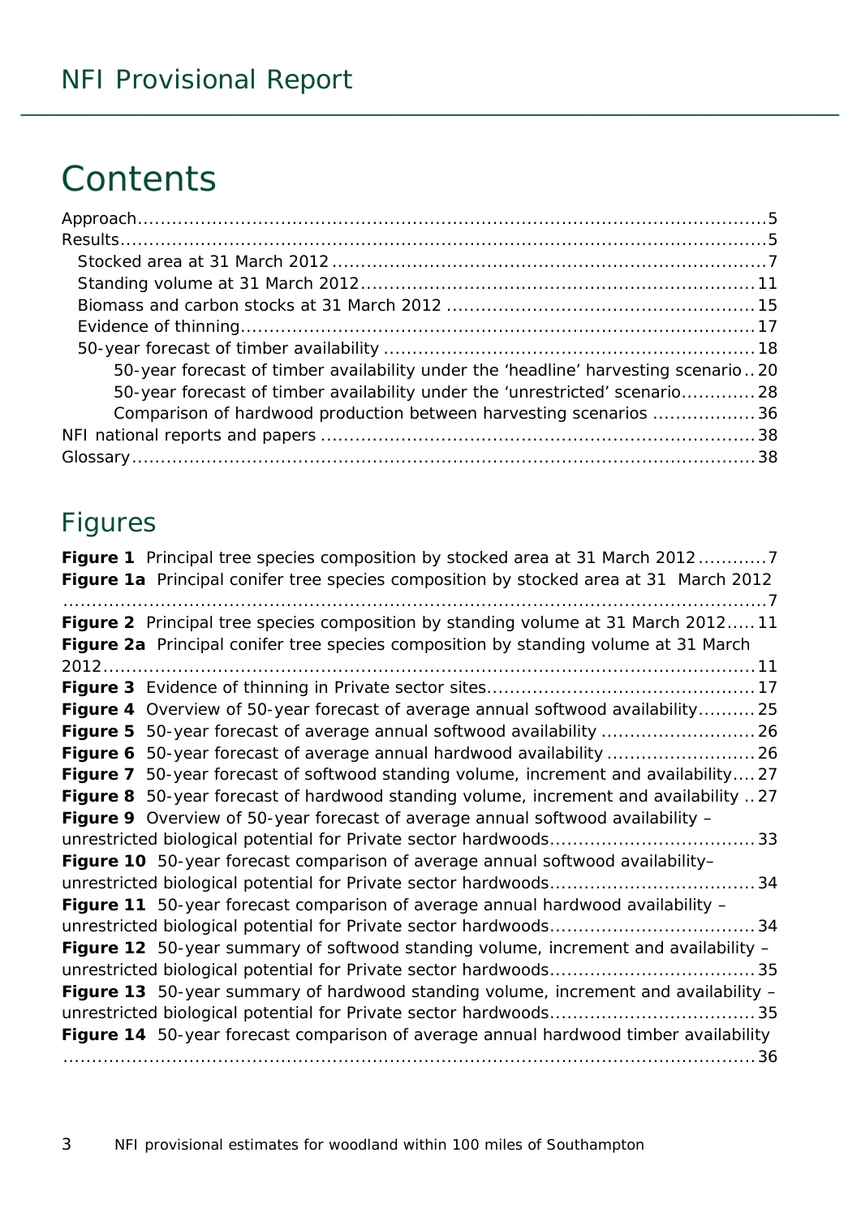# Contents

Approach ........................................................................................................ 5
Results ........................................................................................................... 5
  Stocked area at 31 March 2012 ........................................................................ 7
  Standing volume at 31 March 2012 .................................................................. 11
  Biomass and carbon stocks at 31 March 2012 .................................................. 15
  Evidence of thinning ....................................................................................... 17
  50-year forecast of timber availability ............................................................. 18
    50-year forecast of timber availability under the 'headline' harvesting scenario .. 20
    50-year forecast of timber availability under the 'unrestricted' scenario ............. 28
    Comparison of hardwood production between harvesting scenarios .................. 36
NFI national reports and papers ......................................................................... 38
Glossary ......................................................................................................... 38

## Figures

**Figure 1** Principal tree species composition by stocked area at 31 March 2012 ........... 7
**Figure 1a** Principal conifer tree species composition by stocked area at 31 March 2012 ........... 7
**Figure 2** Principal tree species composition by standing volume at 31 March 2012 ..... 11
**Figure 2a** Principal conifer tree species composition by standing volume at 31 March 2012 ..... 11
**Figure 3** Evidence of thinning in Private sector sites ........................................... 17
**Figure 4** Overview of 50-year forecast of average annual softwood availability .......... 25
**Figure 5** 50-year forecast of average annual softwood availability .......................... 26
**Figure 6** 50-year forecast of average annual hardwood availability ......................... 26
**Figure 7** 50-year forecast of softwood standing volume, increment and availability .... 27
**Figure 8** 50-year forecast of hardwood standing volume, increment and availability .. 27
**Figure 9** Overview of 50-year forecast of average annual softwood availability – unrestricted biological potential for Private sector hardwoods ................................... 33
**Figure 10** 50-year forecast comparison of average annual softwood availability– unrestricted biological potential for Private sector hardwoods ................................... 34
**Figure 11** 50-year forecast comparison of average annual hardwood availability – unrestricted biological potential for Private sector hardwoods ................................... 34
**Figure 12** 50-year summary of softwood standing volume, increment and availability – unrestricted biological potential for Private sector hardwoods ................................... 35
**Figure 13** 50-year summary of hardwood standing volume, increment and availability – unrestricted biological potential for Private sector hardwoods ................................... 35
**Figure 14** 50-year forecast comparison of average annual hardwood timber availability ......... 36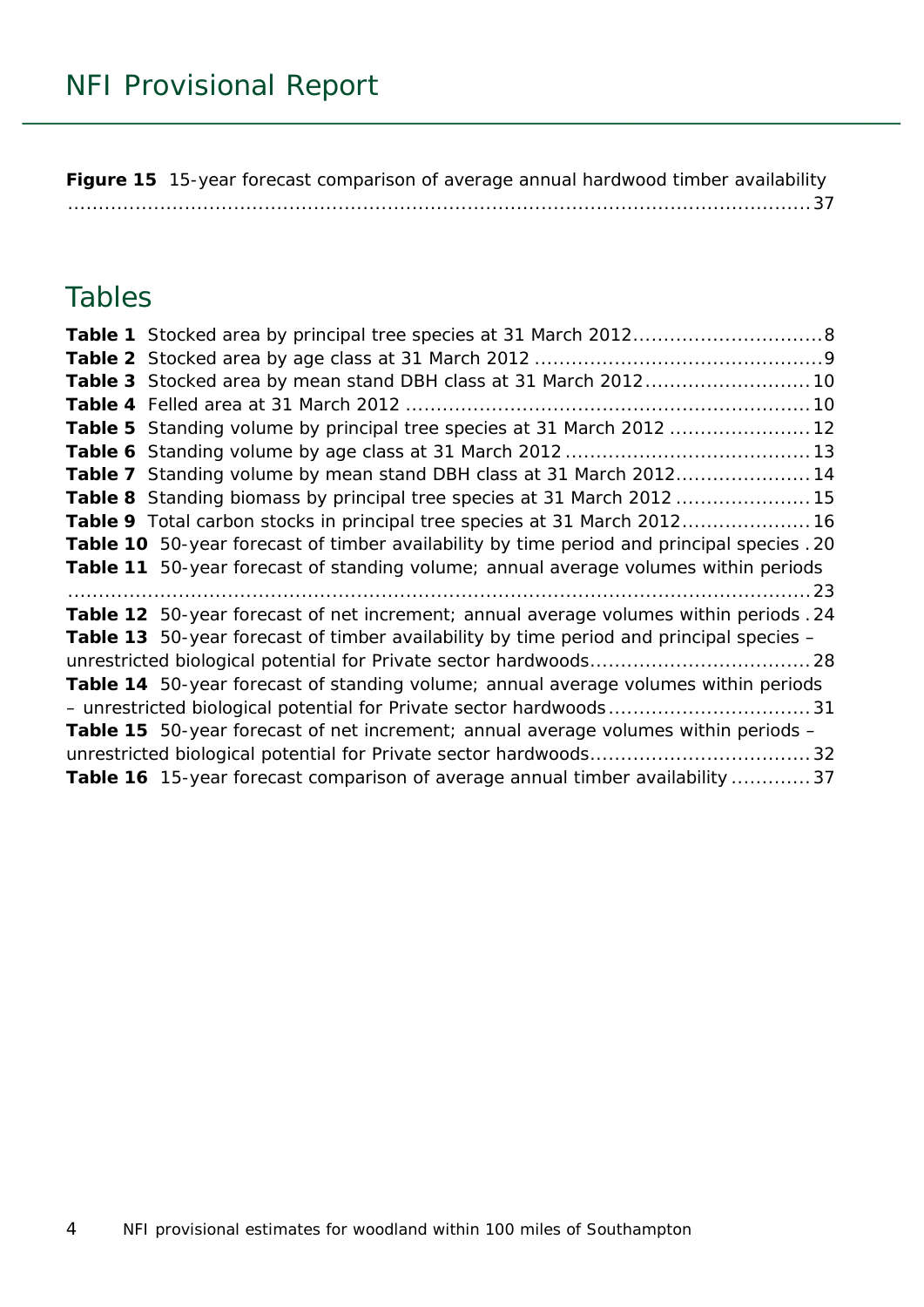**Figure 15** 15-year forecast comparison of average annual hardwood timber availability ....................................................................................................................37

## Tables

**Table 1** Stocked area by principal tree species at 31 March 2012..............................8
**Table 2** Stocked area by age class at 31 March 2012 ..............................................9
**Table 3** Stocked area by mean stand DBH class at 31 March 2012..........................10
**Table 4** Felled area at 31 March 2012 ..................................................................10
**Table 5** Standing volume by principal tree species at 31 March 2012 ......................12
**Table 6** Standing volume by age class at 31 March 2012........................................13
**Table 7** Standing volume by mean stand DBH class at 31 March 2012.....................14
**Table 8** Standing biomass by principal tree species at 31 March 2012 .....................15
**Table 9** Total carbon stocks in principal tree species at 31 March 2012....................16
**Table 10** 50-year forecast of timber availability by time period and principal species . 20
**Table 11** 50-year forecast of standing volume; annual average volumes within periods ....................................................................................................................23
**Table 12** 50-year forecast of net increment; annual average volumes within periods . 24
**Table 13** 50-year forecast of timber availability by time period and principal species – unrestricted biological potential for Private sector hardwoods...................................28
**Table 14** 50-year forecast of standing volume; annual average volumes within periods – unrestricted biological potential for Private sector hardwoods.................................31
**Table 15** 50-year forecast of net increment; annual average volumes within periods – unrestricted biological potential for Private sector hardwoods...................................32
**Table 16** 15-year forecast comparison of average annual timber availability .............37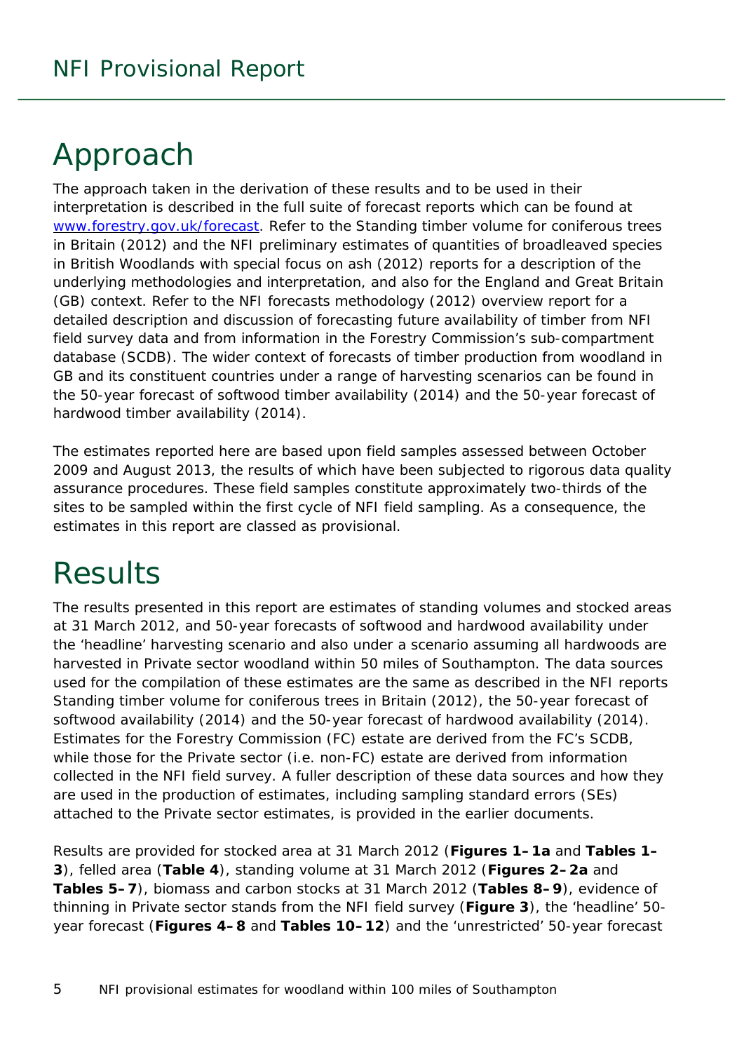# Approach

The approach taken in the derivation of these results and to be used in their interpretation is described in the full suite of forecast reports which can be found at [www.forestry.gov.uk/forecast](www.forestry.gov.uk/forecast). Refer to the Standing timber volume for coniferous trees in Britain (2012) and the NFI preliminary estimates of quantities of broadleaved species in British Woodlands with special focus on ash (2012) reports for a description of the underlying methodologies and interpretation, and also for the England and Great Britain (GB) context. Refer to the NFI forecasts methodology (2012) overview report for a detailed description and discussion of forecasting future availability of timber from NFI field survey data and from information in the Forestry Commission's sub-compartment database (SCDB). The wider context of forecasts of timber production from woodland in GB and its constituent countries under a range of harvesting scenarios can be found in the 50-year forecast of softwood timber availability (2014) and the 50-year forecast of hardwood timber availability (2014).

The estimates reported here are based upon field samples assessed between October 2009 and August 2013, the results of which have been subjected to rigorous data quality assurance procedures. These field samples constitute approximately two-thirds of the sites to be sampled within the first cycle of NFI field sampling. As a consequence, the estimates in this report are classed as provisional.

# Results

The results presented in this report are estimates of standing volumes and stocked areas at 31 March 2012, and 50-year forecasts of softwood and hardwood availability under the 'headline' harvesting scenario and also under a scenario assuming all hardwoods are harvested in Private sector woodland within 50 miles of Southampton. The data sources used for the compilation of these estimates are the same as described in the NFI reports Standing timber volume for coniferous trees in Britain (2012), the 50-year forecast of softwood availability (2014) and the 50-year forecast of hardwood availability (2014). Estimates for the Forestry Commission (FC) estate are derived from the FC's SCDB, while those for the Private sector (i.e. non-FC) estate are derived from information collected in the NFI field survey. A fuller description of these data sources and how they are used in the production of estimates, including sampling standard errors (SEs) attached to the Private sector estimates, is provided in the earlier documents.

Results are provided for stocked area at 31 March 2012 (**Figures 1–1a** and **Tables 1–3**), felled area (**Table 4**), standing volume at 31 March 2012 (**Figures 2–2a** and **Tables 5–7**), biomass and carbon stocks at 31 March 2012 (**Tables 8–9**), evidence of thinning in Private sector stands from the NFI field survey (**Figure 3**), the 'headline' 50-year forecast (**Figures 4–8** and **Tables 10–12**) and the 'unrestricted' 50-year forecast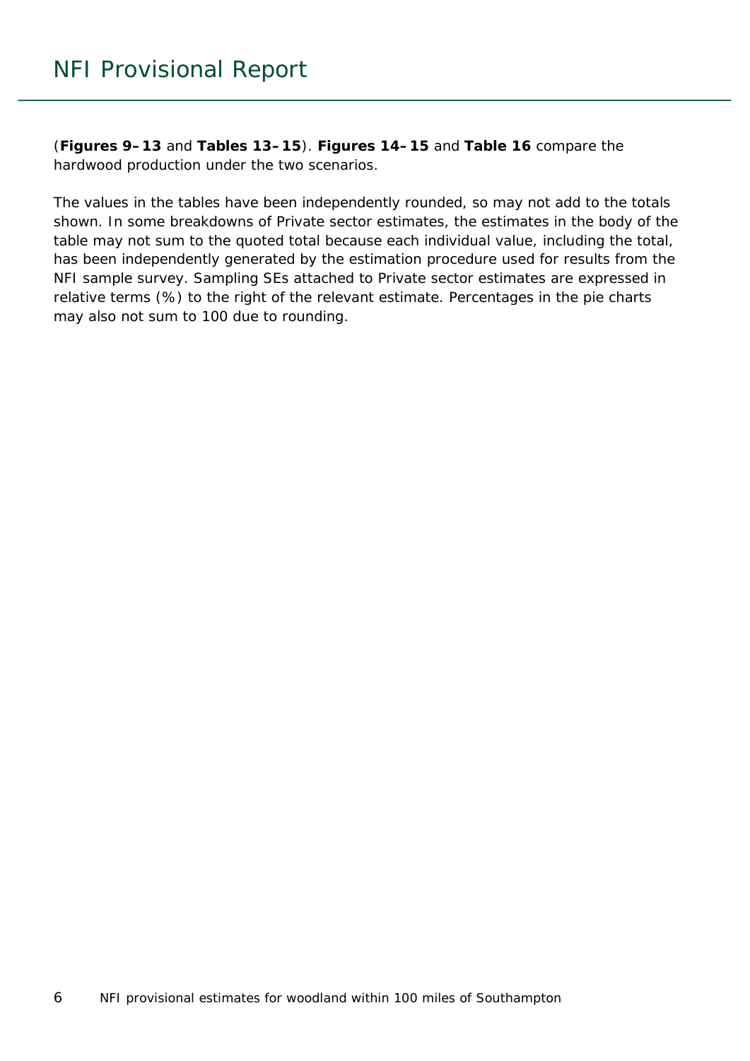(**Figures 9–13** and **Tables 13–15**). **Figures 14–15** and **Table 16** compare the hardwood production under the two scenarios.

The values in the tables have been independently rounded, so may not add to the totals shown. In some breakdowns of Private sector estimates, the estimates in the body of the table may not sum to the quoted total because each individual value, including the total, has been independently generated by the estimation procedure used for results from the NFI sample survey. Sampling SEs attached to Private sector estimates are expressed in relative terms (%) to the right of the relevant estimate. Percentages in the pie charts may also not sum to 100 due to rounding.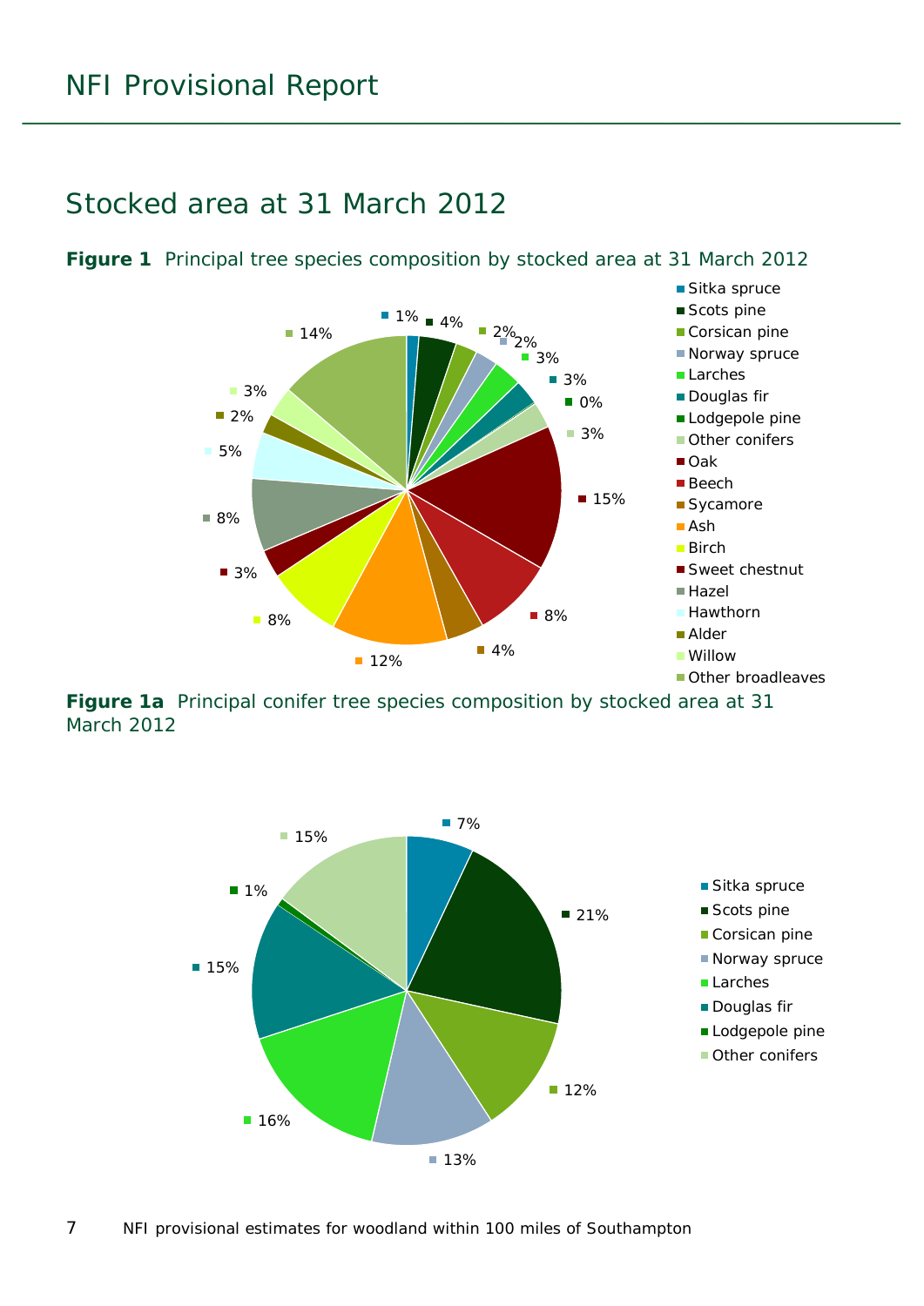## Stocked area at 31 March 2012

**Figure 1** Principal tree species composition by stocked area at 31 March 2012

**Figure 1a** Principal conifer tree species composition by stocked area at 31 March 2012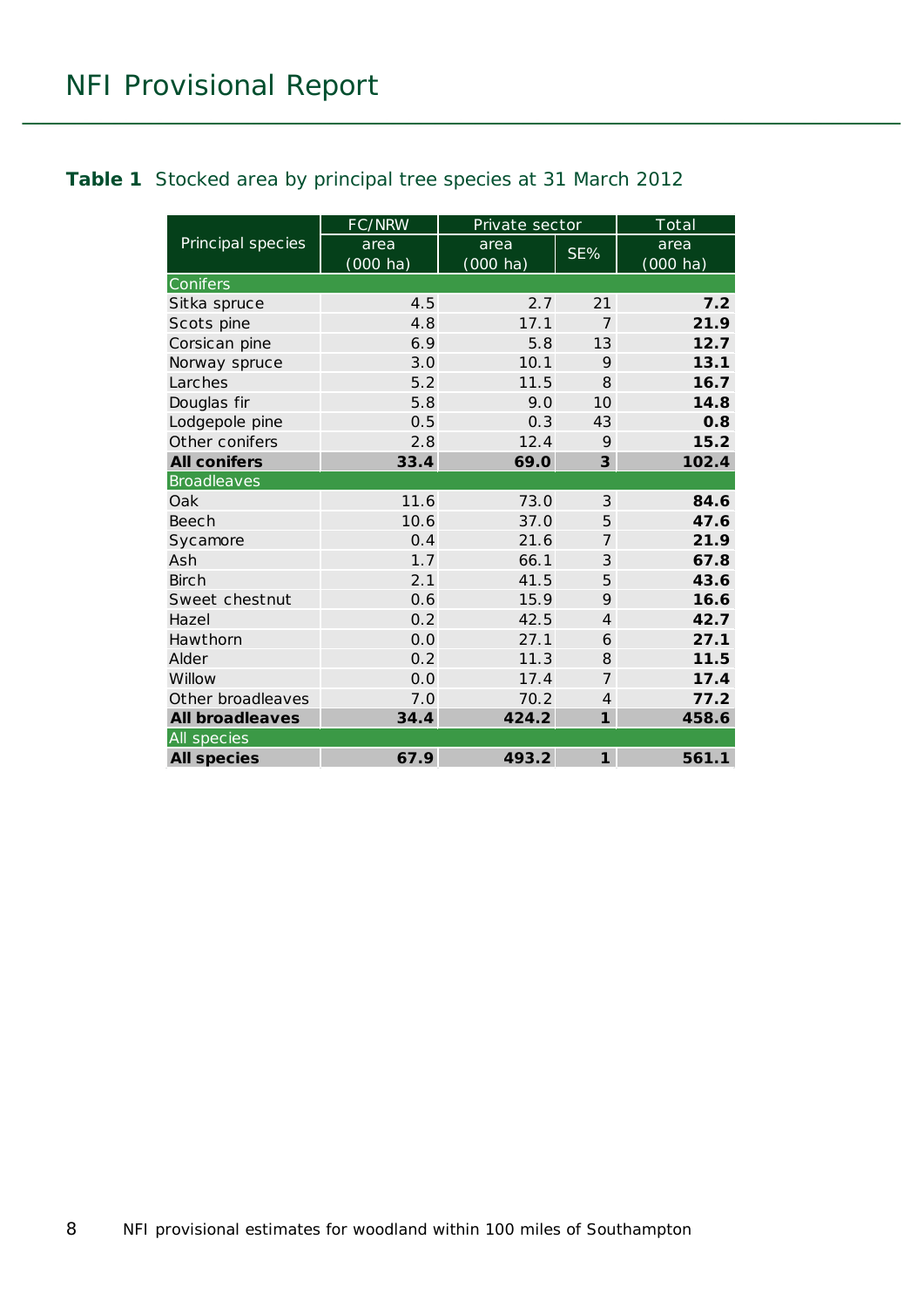**Table 1** Stocked area by principal tree species at 31 March 2012

| Principal species | FC/NRW | Private sector | | Total |
|---|---|---|---|---|
| | area (000 ha) | area (000 ha) | SE% | area (000 ha) |
| Conifers | | | | |
| Sitka spruce | 4.5 | 2.7 | 21 | **7.2** |
| Scots pine | 4.8 | 17.1 | 7 | **21.9** |
| Corsican pine | 6.9 | 5.8 | 13 | **12.7** |
| Norway spruce | 3.0 | 10.1 | 9 | **13.1** |
| Larches | 5.2 | 11.5 | 8 | **16.7** |
| Douglas fir | 5.8 | 9.0 | 10 | **14.8** |
| Lodgepole pine | 0.5 | 0.3 | 43 | **0.8** |
| Other conifers | 2.8 | 12.4 | 9 | **15.2** |
| **All conifers** | **33.4** | **69.0** | **3** | **102.4** |
| Broadleaves | | | | |
| Oak | 11.6 | 73.0 | 3 | **84.6** |
| Beech | 10.6 | 37.0 | 5 | **47.6** |
| Sycamore | 0.4 | 21.6 | 7 | **21.9** |
| Ash | 1.7 | 66.1 | 3 | **67.8** |
| Birch | 2.1 | 41.5 | 5 | **43.6** |
| Sweet chestnut | 0.6 | 15.9 | 9 | **16.6** |
| Hazel | 0.2 | 42.5 | 4 | **42.7** |
| Hawthorn | 0.0 | 27.1 | 6 | **27.1** |
| Alder | 0.2 | 11.3 | 8 | **11.5** |
| Willow | 0.0 | 17.4 | 7 | **17.4** |
| Other broadleaves | 7.0 | 70.2 | 4 | **77.2** |
| **All broadleaves** | **34.4** | **424.2** | **1** | **458.6** |
| All species | | | | |
| **All species** | **67.9** | **493.2** | **1** | **561.1** |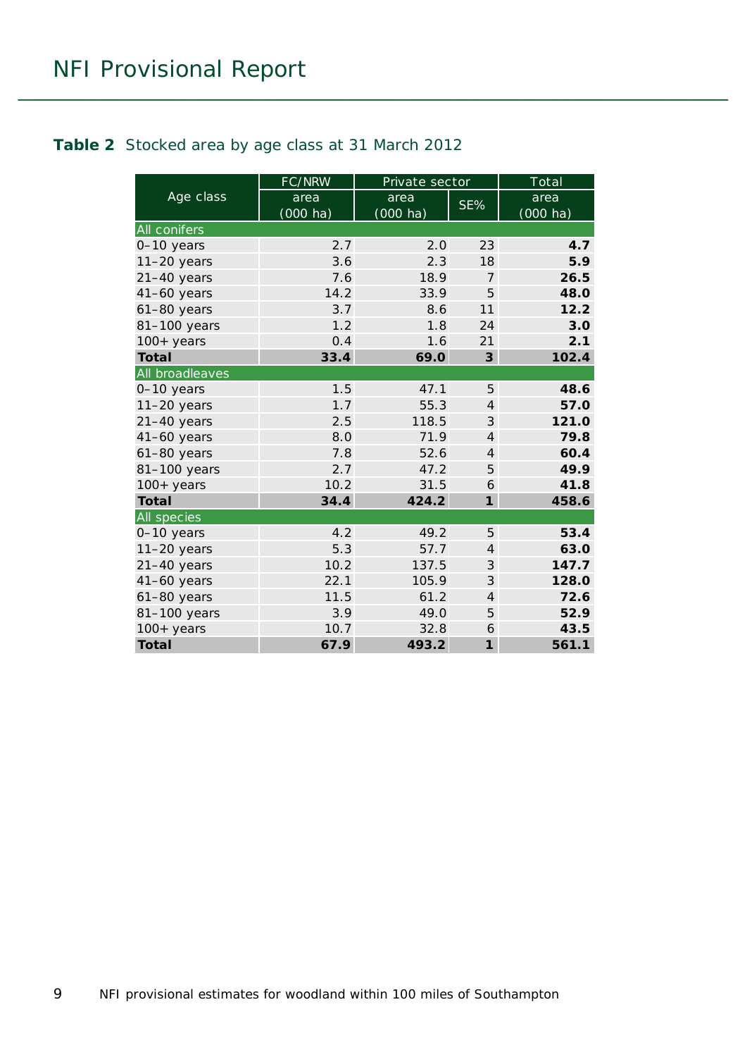**Table 2** Stocked area by age class at 31 March 2012

| Age class | FC/NRW | Private sector | | Total |
|---|---|---|---|---|
| | area (000 ha) | area (000 ha) | SE% | area (000 ha) |
| **All conifers** | | | | |
| 0–10 years | 2.7 | 2.0 | 23 | **4.7** |
| 11–20 years | 3.6 | 2.3 | 18 | **5.9** |
| 21–40 years | 7.6 | 18.9 | 7 | **26.5** |
| 41–60 years | 14.2 | 33.9 | 5 | **48.0** |
| 61–80 years | 3.7 | 8.6 | 11 | **12.2** |
| 81–100 years | 1.2 | 1.8 | 24 | **3.0** |
| 100+ years | 0.4 | 1.6 | 21 | **2.1** |
| **Total** | **33.4** | **69.0** | **3** | **102.4** |
| **All broadleaves** | | | | |
| 0–10 years | 1.5 | 47.1 | 5 | **48.6** |
| 11–20 years | 1.7 | 55.3 | 4 | **57.0** |
| 21–40 years | 2.5 | 118.5 | 3 | **121.0** |
| 41–60 years | 8.0 | 71.9 | 4 | **79.8** |
| 61–80 years | 7.8 | 52.6 | 4 | **60.4** |
| 81–100 years | 2.7 | 47.2 | 5 | **49.9** |
| 100+ years | 10.2 | 31.5 | 6 | **41.8** |
| **Total** | **34.4** | **424.2** | **1** | **458.6** |
| **All species** | | | | |
| 0–10 years | 4.2 | 49.2 | 5 | **53.4** |
| 11–20 years | 5.3 | 57.7 | 4 | **63.0** |
| 21–40 years | 10.2 | 137.5 | 3 | **147.7** |
| 41–60 years | 22.1 | 105.9 | 3 | **128.0** |
| 61–80 years | 11.5 | 61.2 | 4 | **72.6** |
| 81–100 years | 3.9 | 49.0 | 5 | **52.9** |
| 100+ years | 10.7 | 32.8 | 6 | **43.5** |
| **Total** | **67.9** | **493.2** | **1** | **561.1** |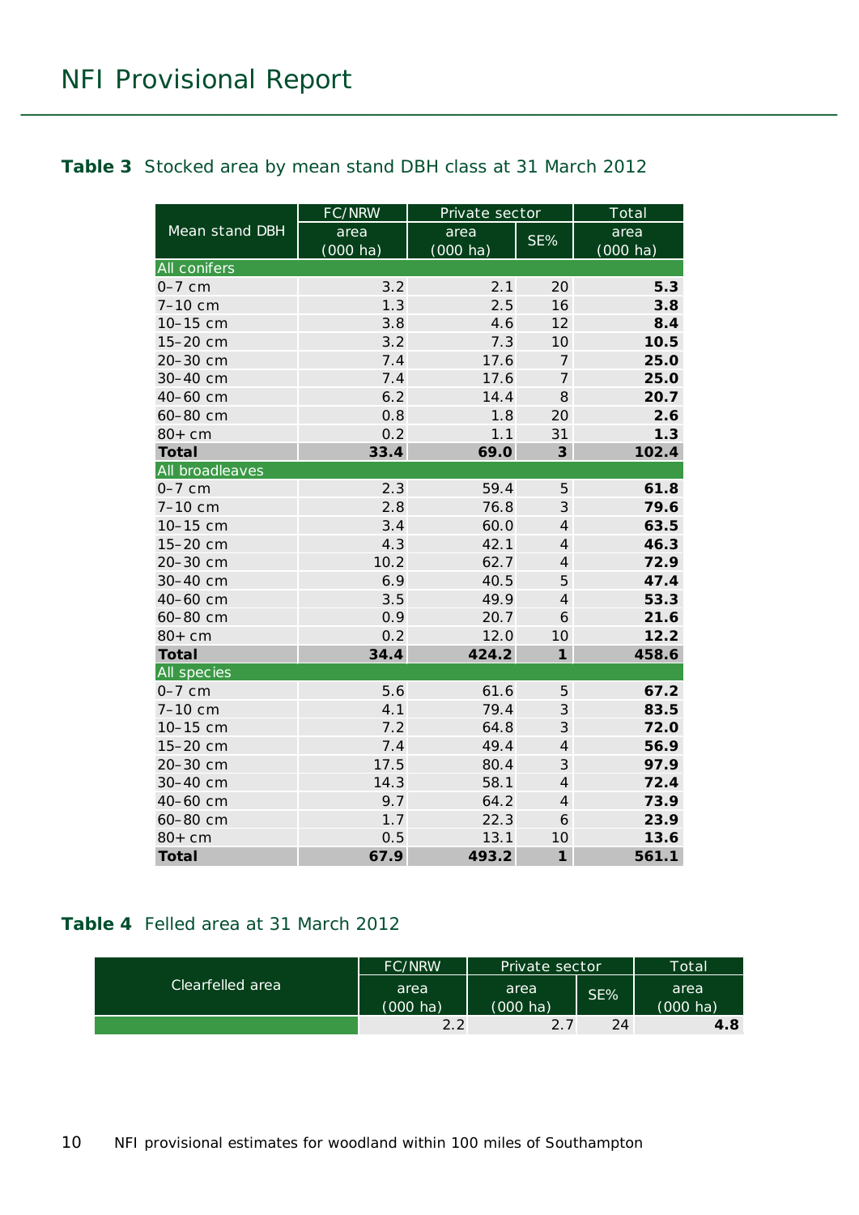**Table 3** Stocked area by mean stand DBH class at 31 March 2012

| Mean stand DBH | FC/NRW | Private sector | | Total |
|---|---|---|---|---|
| | area (000 ha) | area (000 ha) | SE% | area (000 ha) |
| **All conifers** | | | | |
| 0–7 cm | 3.2 | 2.1 | 20 | **5.3** |
| 7–10 cm | 1.3 | 2.5 | 16 | **3.8** |
| 10–15 cm | 3.8 | 4.6 | 12 | **8.4** |
| 15–20 cm | 3.2 | 7.3 | 10 | **10.5** |
| 20–30 cm | 7.4 | 17.6 | 7 | **25.0** |
| 30–40 cm | 7.4 | 17.6 | 7 | **25.0** |
| 40–60 cm | 6.2 | 14.4 | 8 | **20.7** |
| 60–80 cm | 0.8 | 1.8 | 20 | **2.6** |
| 80+ cm | 0.2 | 1.1 | 31 | **1.3** |
| **Total** | **33.4** | **69.0** | **3** | **102.4** |
| **All broadleaves** | | | | |
| 0–7 cm | 2.3 | 59.4 | 5 | **61.8** |
| 7–10 cm | 2.8 | 76.8 | 3 | **79.6** |
| 10–15 cm | 3.4 | 60.0 | 4 | **63.5** |
| 15–20 cm | 4.3 | 42.1 | 4 | **46.3** |
| 20–30 cm | 10.2 | 62.7 | 4 | **72.9** |
| 30–40 cm | 6.9 | 40.5 | 5 | **47.4** |
| 40–60 cm | 3.5 | 49.9 | 4 | **53.3** |
| 60–80 cm | 0.9 | 20.7 | 6 | **21.6** |
| 80+ cm | 0.2 | 12.0 | 10 | **12.2** |
| **Total** | **34.4** | **424.2** | **1** | **458.6** |
| **All species** | | | | |
| 0–7 cm | 5.6 | 61.6 | 5 | **67.2** |
| 7–10 cm | 4.1 | 79.4 | 3 | **83.5** |
| 10–15 cm | 7.2 | 64.8 | 3 | **72.0** |
| 15–20 cm | 7.4 | 49.4 | 4 | **56.9** |
| 20–30 cm | 17.5 | 80.4 | 3 | **97.9** |
| 30–40 cm | 14.3 | 58.1 | 4 | **72.4** |
| 40–60 cm | 9.7 | 64.2 | 4 | **73.9** |
| 60–80 cm | 1.7 | 22.3 | 6 | **23.9** |
| 80+ cm | 0.5 | 13.1 | 10 | **13.6** |
| **Total** | **67.9** | **493.2** | **1** | **561.1** |

**Table 4** Felled area at 31 March 2012

| Clearfelled area | FC/NRW | Private sector | | Total |
|---|---|---|---|---|
| | area (000 ha) | area (000 ha) | SE% | area (000 ha) |
| | 2.2 | 2.7 | 24 | **4.8** |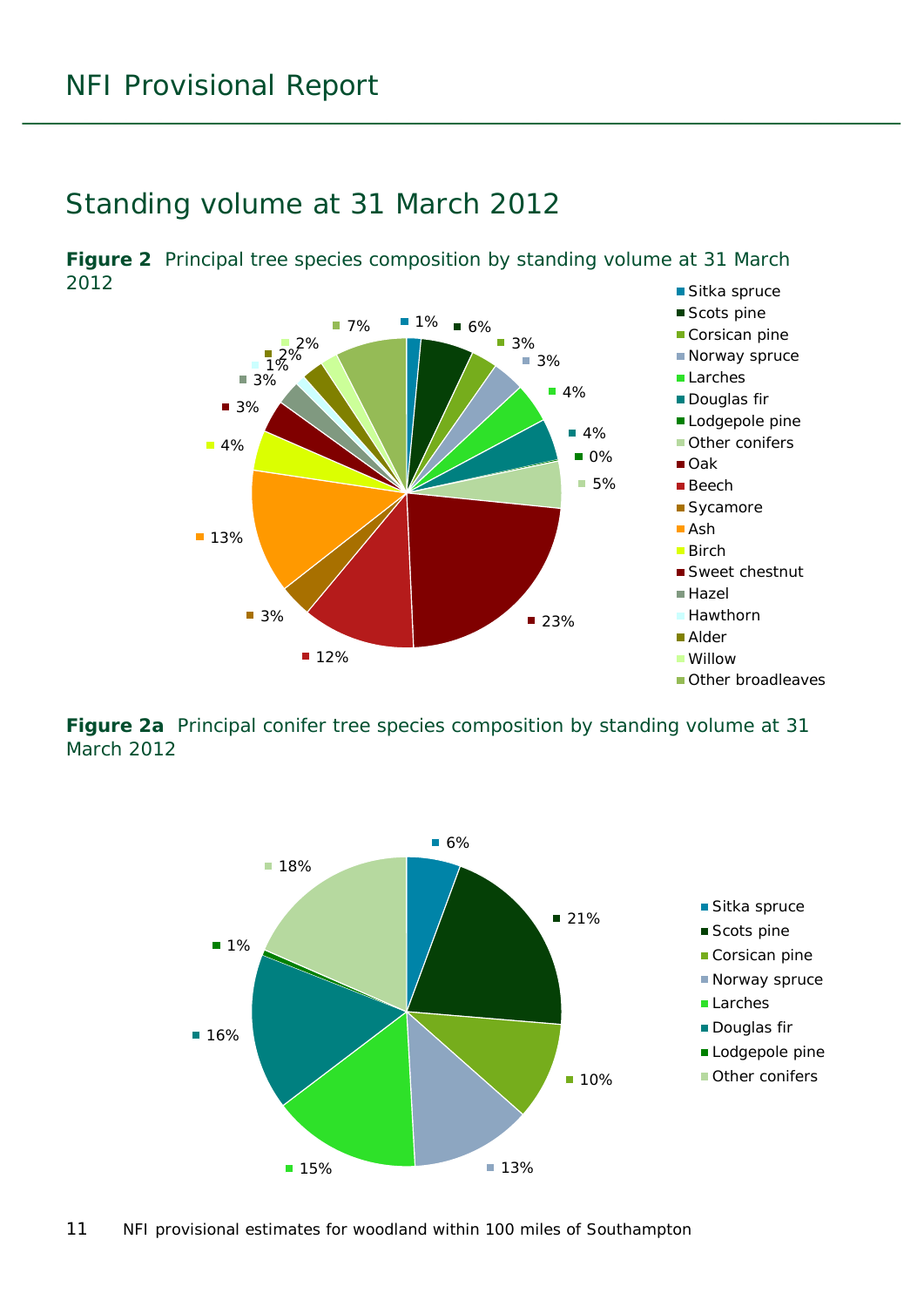## Standing volume at 31 March 2012

**Figure 2** Principal tree species composition by standing volume at 31 March 2012

| Species | % |
|---|---|
| Sitka spruce | 1% |
| Scots pine | 6% |
| Corsican pine | 3% |
| Norway spruce | 3% |
| Larches | 4% |
| Douglas fir | 4% |
| Lodgepole pine | 0% |
| Other conifers | 5% |
| Oak | 23% |
| Beech | 12% |
| Sycamore | 3% |
| Ash | 13% |
| Birch | 4% |
| Sweet chestnut | 3% |
| Hazel | 3% |
| Hawthorn | 1% |
| Alder | 2% |
| Willow | 2% |
| Other broadleaves | 7% |

**Figure 2a** Principal conifer tree species composition by standing volume at 31 March 2012

| Species | % |
|---|---|
| Sitka spruce | 6% |
| Scots pine | 21% |
| Corsican pine | 10% |
| Norway spruce | 13% |
| Larches | 15% |
| Douglas fir | 16% |
| Lodgepole pine | 1% |
| Other conifers | 18% |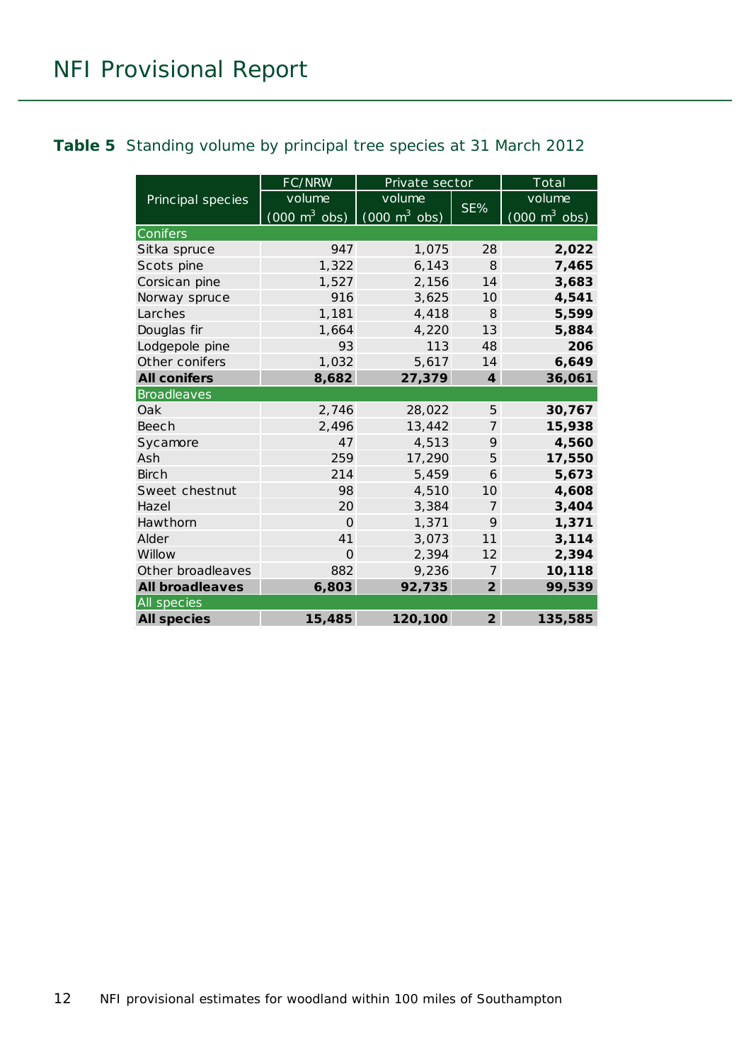**Table 5** Standing volume by principal tree species at 31 March 2012

| Principal species | FC/NRW volume (000 m$^3$ obs) | Private sector volume (000 m$^3$ obs) | Private sector SE% | Total volume (000 m$^3$ obs) |
|---|---|---|---|---|
| Conifers | | | | |
| Sitka spruce | 947 | 1,075 | 28 | **2,022** |
| Scots pine | 1,322 | 6,143 | 8 | **7,465** |
| Corsican pine | 1,527 | 2,156 | 14 | **3,683** |
| Norway spruce | 916 | 3,625 | 10 | **4,541** |
| Larches | 1,181 | 4,418 | 8 | **5,599** |
| Douglas fir | 1,664 | 4,220 | 13 | **5,884** |
| Lodgepole pine | 93 | 113 | 48 | **206** |
| Other conifers | 1,032 | 5,617 | 14 | **6,649** |
| **All conifers** | **8,682** | **27,379** | **4** | **36,061** |
| Broadleaves | | | | |
| Oak | 2,746 | 28,022 | 5 | **30,767** |
| Beech | 2,496 | 13,442 | 7 | **15,938** |
| Sycamore | 47 | 4,513 | 9 | **4,560** |
| Ash | 259 | 17,290 | 5 | **17,550** |
| Birch | 214 | 5,459 | 6 | **5,673** |
| Sweet chestnut | 98 | 4,510 | 10 | **4,608** |
| Hazel | 20 | 3,384 | 7 | **3,404** |
| Hawthorn | 0 | 1,371 | 9 | **1,371** |
| Alder | 41 | 3,073 | 11 | **3,114** |
| Willow | 0 | 2,394 | 12 | **2,394** |
| Other broadleaves | 882 | 9,236 | 7 | **10,118** |
| **All broadleaves** | **6,803** | **92,735** | **2** | **99,539** |
| All species | | | | |
| **All species** | **15,485** | **120,100** | **2** | **135,585** |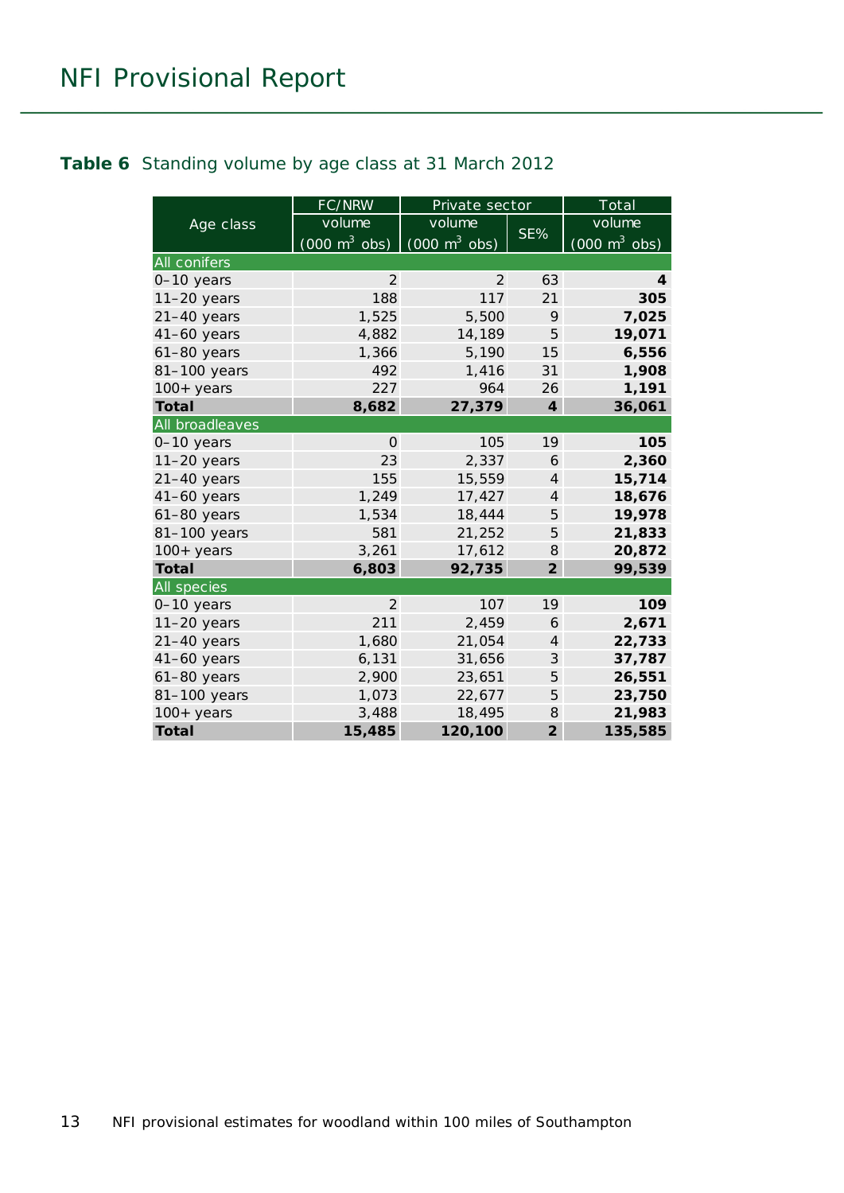**Table 6** Standing volume by age class at 31 March 2012

| Age class | FC/NRW | Private sector | | Total |
|---|---|---|---|---|
| | volume (000 $m^3$ obs) | volume (000 $m^3$ obs) | SE% | volume (000 $m^3$ obs) |
| **All conifers** | | | | |
| 0–10 years | 2 | 2 | 63 | **4** |
| 11–20 years | 188 | 117 | 21 | **305** |
| 21–40 years | 1,525 | 5,500 | 9 | **7,025** |
| 41–60 years | 4,882 | 14,189 | 5 | **19,071** |
| 61–80 years | 1,366 | 5,190 | 15 | **6,556** |
| 81–100 years | 492 | 1,416 | 31 | **1,908** |
| 100+ years | 227 | 964 | 26 | **1,191** |
| **Total** | **8,682** | **27,379** | **4** | **36,061** |
| **All broadleaves** | | | | |
| 0–10 years | 0 | 105 | 19 | **105** |
| 11–20 years | 23 | 2,337 | 6 | **2,360** |
| 21–40 years | 155 | 15,559 | 4 | **15,714** |
| 41–60 years | 1,249 | 17,427 | 4 | **18,676** |
| 61–80 years | 1,534 | 18,444 | 5 | **19,978** |
| 81–100 years | 581 | 21,252 | 5 | **21,833** |
| 100+ years | 3,261 | 17,612 | 8 | **20,872** |
| **Total** | **6,803** | **92,735** | **2** | **99,539** |
| **All species** | | | | |
| 0–10 years | 2 | 107 | 19 | **109** |
| 11–20 years | 211 | 2,459 | 6 | **2,671** |
| 21–40 years | 1,680 | 21,054 | 4 | **22,733** |
| 41–60 years | 6,131 | 31,656 | 3 | **37,787** |
| 61–80 years | 2,900 | 23,651 | 5 | **26,551** |
| 81–100 years | 1,073 | 22,677 | 5 | **23,750** |
| 100+ years | 3,488 | 18,495 | 8 | **21,983** |
| **Total** | **15,485** | **120,100** | **2** | **135,585** |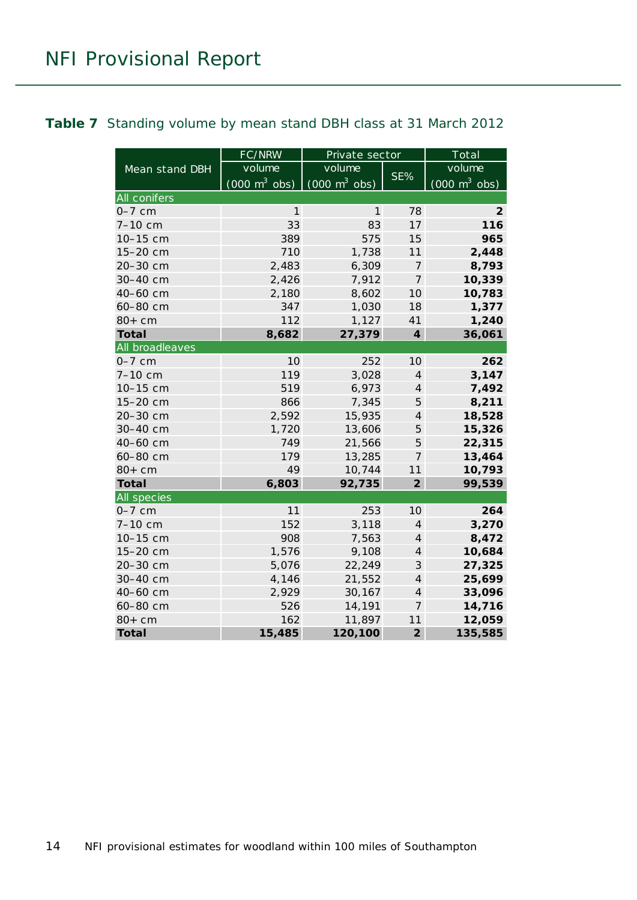**Table 7** Standing volume by mean stand DBH class at 31 March 2012

| Mean stand DBH | FC/NRW volume (000 $m^3$ obs) | Private sector volume (000 $m^3$ obs) | Private sector SE% | Total volume (000 $m^3$ obs) |
|---|---|---|---|---|
| **All conifers** | | | | |
| 0–7 cm | 1 | 1 | 78 | **2** |
| 7–10 cm | 33 | 83 | 17 | **116** |
| 10–15 cm | 389 | 575 | 15 | **965** |
| 15–20 cm | 710 | 1,738 | 11 | **2,448** |
| 20–30 cm | 2,483 | 6,309 | 7 | **8,793** |
| 30–40 cm | 2,426 | 7,912 | 7 | **10,339** |
| 40–60 cm | 2,180 | 8,602 | 10 | **10,783** |
| 60–80 cm | 347 | 1,030 | 18 | **1,377** |
| 80+ cm | 112 | 1,127 | 41 | **1,240** |
| **Total** | **8,682** | **27,379** | **4** | **36,061** |
| **All broadleaves** | | | | |
| 0–7 cm | 10 | 252 | 10 | **262** |
| 7–10 cm | 119 | 3,028 | 4 | **3,147** |
| 10–15 cm | 519 | 6,973 | 4 | **7,492** |
| 15–20 cm | 866 | 7,345 | 5 | **8,211** |
| 20–30 cm | 2,592 | 15,935 | 4 | **18,528** |
| 30–40 cm | 1,720 | 13,606 | 5 | **15,326** |
| 40–60 cm | 749 | 21,566 | 5 | **22,315** |
| 60–80 cm | 179 | 13,285 | 7 | **13,464** |
| 80+ cm | 49 | 10,744 | 11 | **10,793** |
| **Total** | **6,803** | **92,735** | **2** | **99,539** |
| **All species** | | | | |
| 0–7 cm | 11 | 253 | 10 | **264** |
| 7–10 cm | 152 | 3,118 | 4 | **3,270** |
| 10–15 cm | 908 | 7,563 | 4 | **8,472** |
| 15–20 cm | 1,576 | 9,108 | 4 | **10,684** |
| 20–30 cm | 5,076 | 22,249 | 3 | **27,325** |
| 30–40 cm | 4,146 | 21,552 | 4 | **25,699** |
| 40–60 cm | 2,929 | 30,167 | 4 | **33,096** |
| 60–80 cm | 526 | 14,191 | 7 | **14,716** |
| 80+ cm | 162 | 11,897 | 11 | **12,059** |
| **Total** | **15,485** | **120,100** | **2** | **135,585** |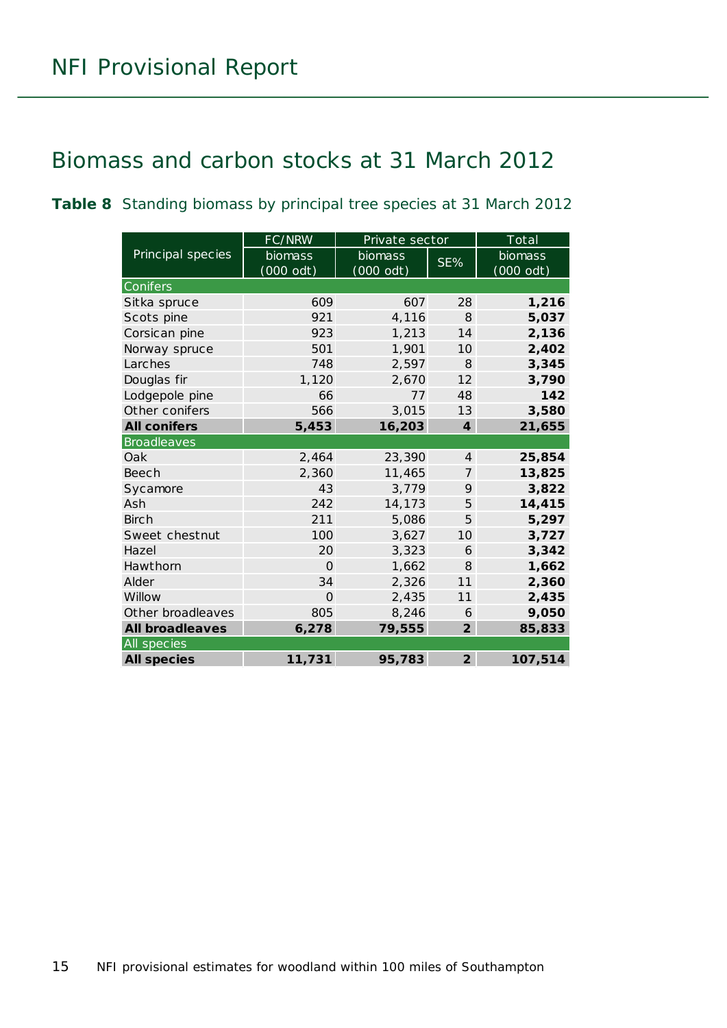## Biomass and carbon stocks at 31 March 2012

**Table 8** Standing biomass by principal tree species at 31 March 2012

| Principal species | FC/NRW | Private sector | | Total |
|---|---|---|---|---|
| | biomass (000 odt) | biomass (000 odt) | SE% | biomass (000 odt) |
| Conifers | | | | |
| Sitka spruce | 609 | 607 | 28 | **1,216** |
| Scots pine | 921 | 4,116 | 8 | **5,037** |
| Corsican pine | 923 | 1,213 | 14 | **2,136** |
| Norway spruce | 501 | 1,901 | 10 | **2,402** |
| Larches | 748 | 2,597 | 8 | **3,345** |
| Douglas fir | 1,120 | 2,670 | 12 | **3,790** |
| Lodgepole pine | 66 | 77 | 48 | **142** |
| Other conifers | 566 | 3,015 | 13 | **3,580** |
| **All conifers** | **5,453** | **16,203** | **4** | **21,655** |
| Broadleaves | | | | |
| Oak | 2,464 | 23,390 | 4 | **25,854** |
| Beech | 2,360 | 11,465 | 7 | **13,825** |
| Sycamore | 43 | 3,779 | 9 | **3,822** |
| Ash | 242 | 14,173 | 5 | **14,415** |
| Birch | 211 | 5,086 | 5 | **5,297** |
| Sweet chestnut | 100 | 3,627 | 10 | **3,727** |
| Hazel | 20 | 3,323 | 6 | **3,342** |
| Hawthorn | 0 | 1,662 | 8 | **1,662** |
| Alder | 34 | 2,326 | 11 | **2,360** |
| Willow | 0 | 2,435 | 11 | **2,435** |
| Other broadleaves | 805 | 8,246 | 6 | **9,050** |
| **All broadleaves** | **6,278** | **79,555** | **2** | **85,833** |
| All species | | | | |
| **All species** | **11,731** | **95,783** | **2** | **107,514** |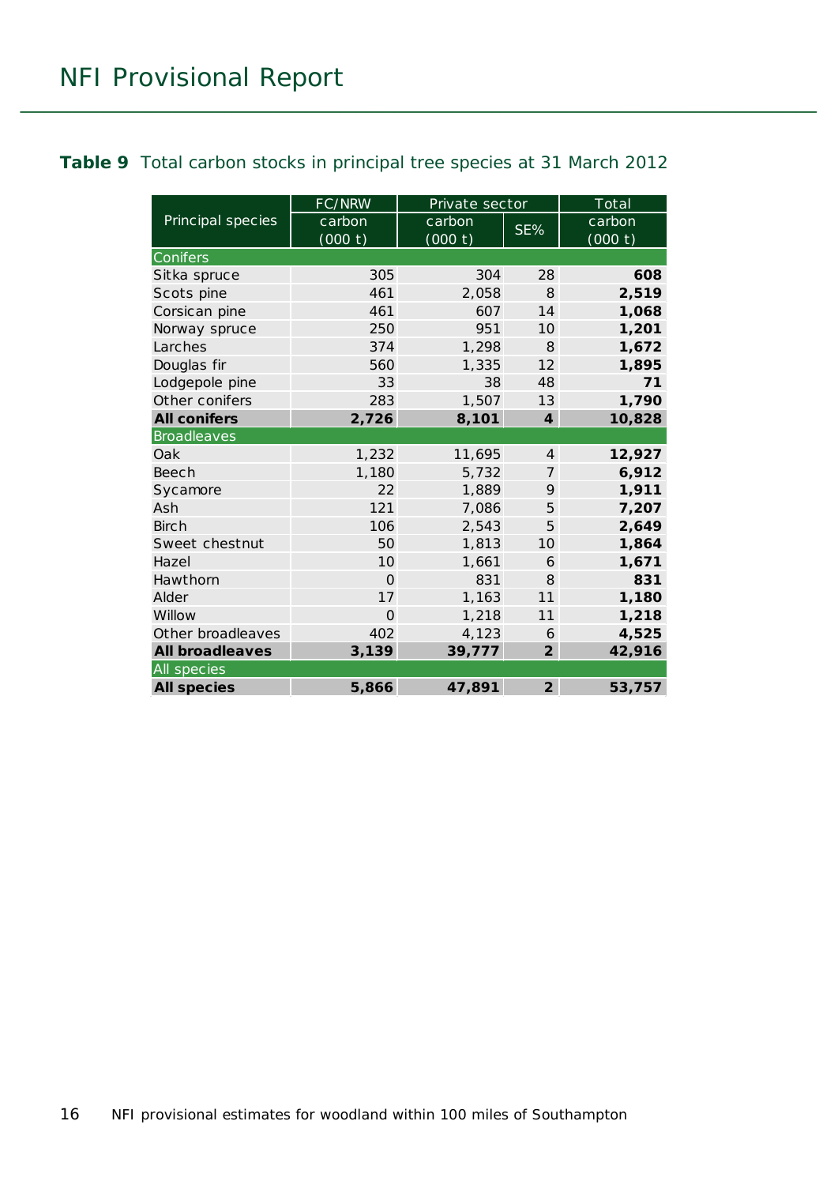**Table 9** Total carbon stocks in principal tree species at 31 March 2012

| Principal species | FC/NRW | Private sector | | Total |
|---|---|---|---|---|
| | carbon (000 t) | carbon (000 t) | SE% | carbon (000 t) |
| Conifers | | | | |
| Sitka spruce | 305 | 304 | 28 | **608** |
| Scots pine | 461 | 2,058 | 8 | **2,519** |
| Corsican pine | 461 | 607 | 14 | **1,068** |
| Norway spruce | 250 | 951 | 10 | **1,201** |
| Larches | 374 | 1,298 | 8 | **1,672** |
| Douglas fir | 560 | 1,335 | 12 | **1,895** |
| Lodgepole pine | 33 | 38 | 48 | **71** |
| Other conifers | 283 | 1,507 | 13 | **1,790** |
| **All conifers** | **2,726** | **8,101** | **4** | **10,828** |
| Broadleaves | | | | |
| Oak | 1,232 | 11,695 | 4 | **12,927** |
| Beech | 1,180 | 5,732 | 7 | **6,912** |
| Sycamore | 22 | 1,889 | 9 | **1,911** |
| Ash | 121 | 7,086 | 5 | **7,207** |
| Birch | 106 | 2,543 | 5 | **2,649** |
| Sweet chestnut | 50 | 1,813 | 10 | **1,864** |
| Hazel | 10 | 1,661 | 6 | **1,671** |
| Hawthorn | 0 | 831 | 8 | **831** |
| Alder | 17 | 1,163 | 11 | **1,180** |
| Willow | 0 | 1,218 | 11 | **1,218** |
| Other broadleaves | 402 | 4,123 | 6 | **4,525** |
| **All broadleaves** | **3,139** | **39,777** | **2** | **42,916** |
| All species | | | | |
| **All species** | **5,866** | **47,891** | **2** | **53,757** |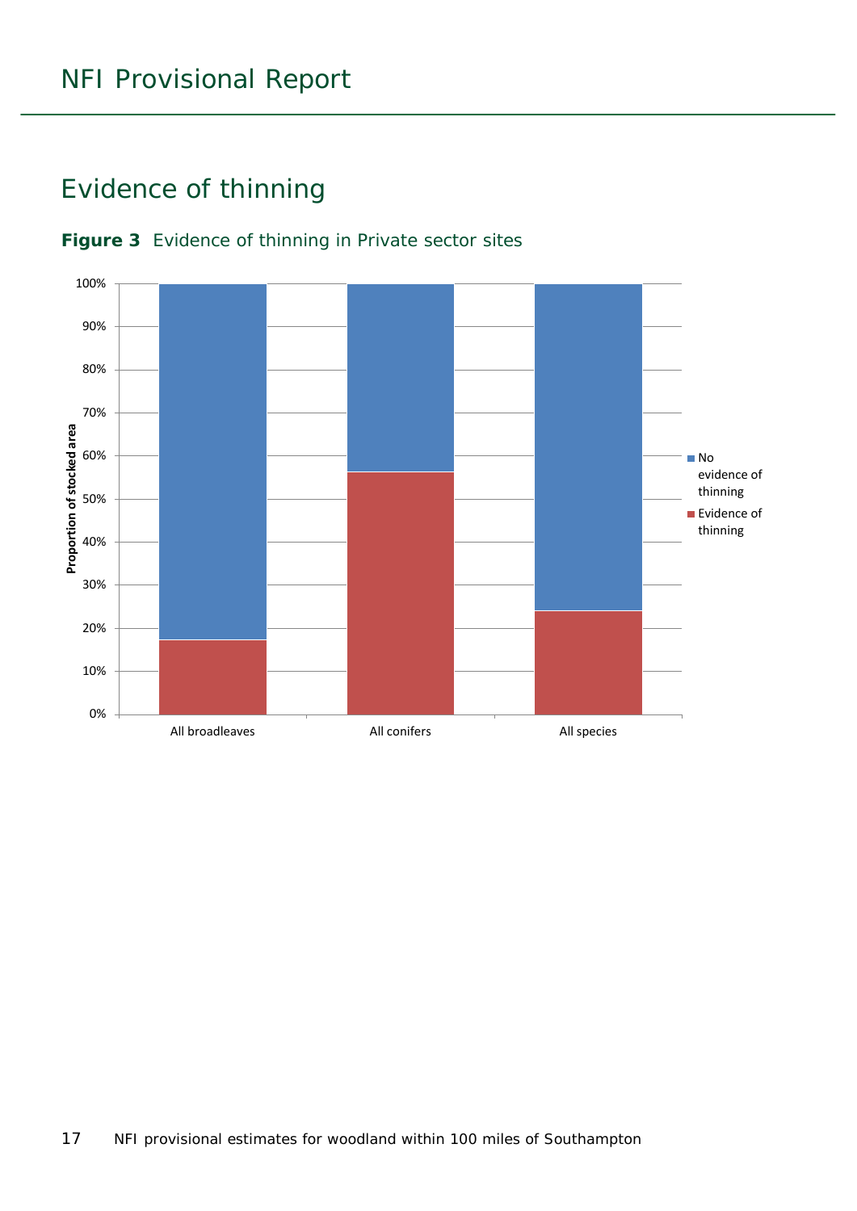## Evidence of thinning

**Figure 3** Evidence of thinning in Private sector sites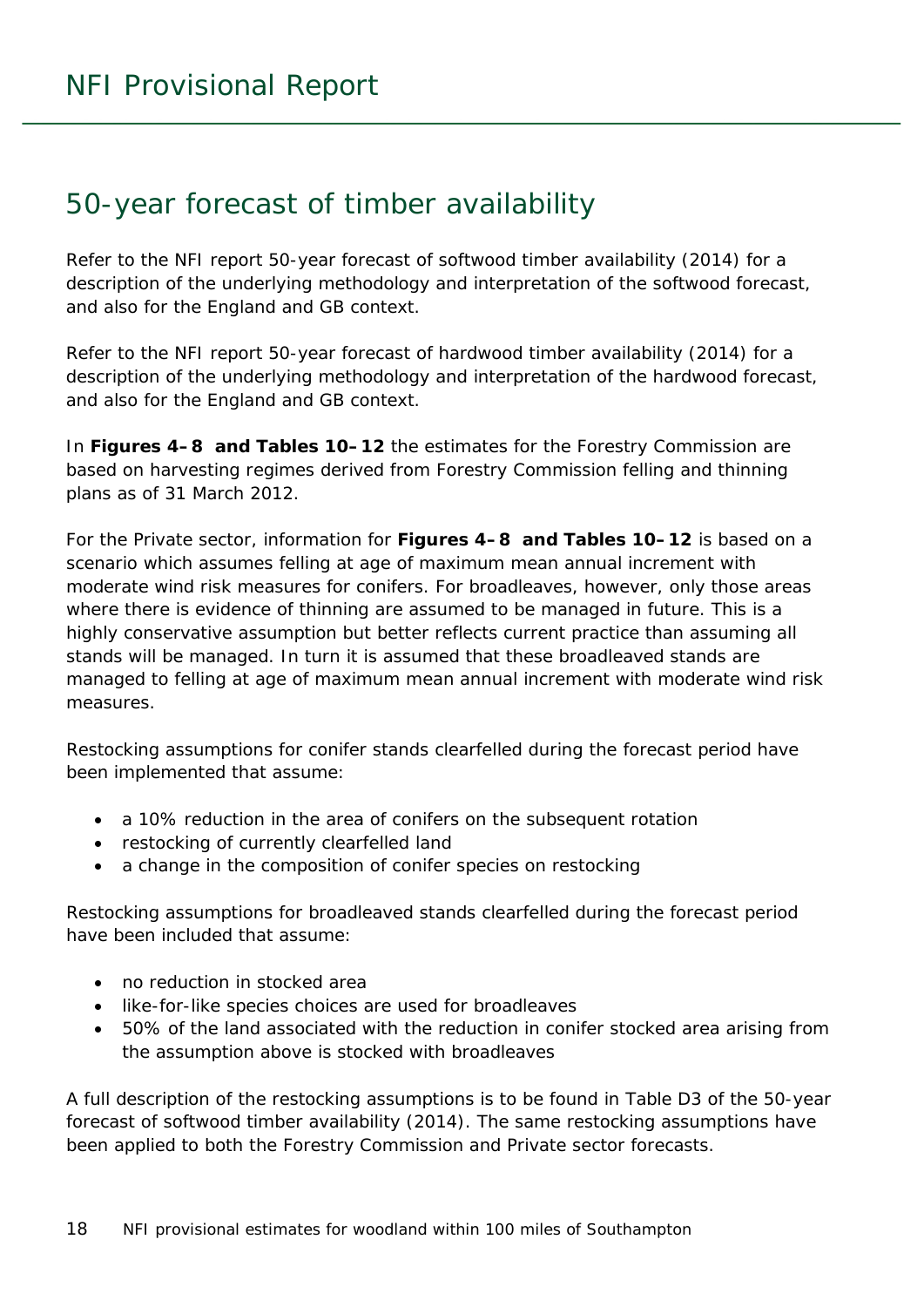## 50-year forecast of timber availability

Refer to the NFI report 50-year forecast of softwood timber availability (2014) for a description of the underlying methodology and interpretation of the softwood forecast, and also for the England and GB context.

Refer to the NFI report 50-year forecast of hardwood timber availability (2014) for a description of the underlying methodology and interpretation of the hardwood forecast, and also for the England and GB context.

In **Figures 4–8 and Tables 10–12** the estimates for the Forestry Commission are based on harvesting regimes derived from Forestry Commission felling and thinning plans as of 31 March 2012.

For the Private sector, information for **Figures 4–8 and Tables 10–12** is based on a scenario which assumes felling at age of maximum mean annual increment with moderate wind risk measures for conifers. For broadleaves, however, only those areas where there is evidence of thinning are assumed to be managed in future. This is a highly conservative assumption but better reflects current practice than assuming all stands will be managed. In turn it is assumed that these broadleaved stands are managed to felling at age of maximum mean annual increment with moderate wind risk measures.

Restocking assumptions for conifer stands clearfelled during the forecast period have been implemented that assume:

- a 10% reduction in the area of conifers on the subsequent rotation
- restocking of currently clearfelled land
- a change in the composition of conifer species on restocking

Restocking assumptions for broadleaved stands clearfelled during the forecast period have been included that assume:

- no reduction in stocked area
- like-for-like species choices are used for broadleaves
- 50% of the land associated with the reduction in conifer stocked area arising from the assumption above is stocked with broadleaves

A full description of the restocking assumptions is to be found in Table D3 of the 50-year forecast of softwood timber availability (2014). The same restocking assumptions have been applied to both the Forestry Commission and Private sector forecasts.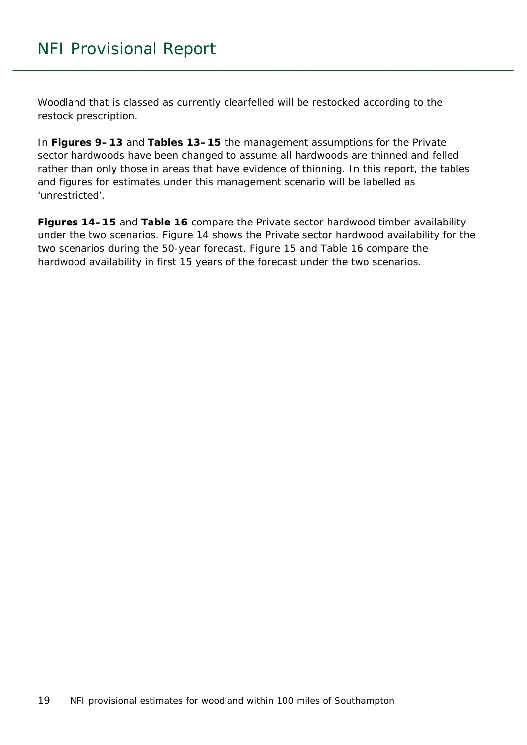Woodland that is classed as currently clearfelled will be restocked according to the restock prescription.

In **Figures 9–13** and **Tables 13–15** the management assumptions for the Private sector hardwoods have been changed to assume all hardwoods are thinned and felled rather than only those in areas that have evidence of thinning. In this report, the tables and figures for estimates under this management scenario will be labelled as 'unrestricted'.

**Figures 14–15** and **Table 16** compare the Private sector hardwood timber availability under the two scenarios. Figure 14 shows the Private sector hardwood availability for the two scenarios during the 50-year forecast. Figure 15 and Table 16 compare the hardwood availability in first 15 years of the forecast under the two scenarios.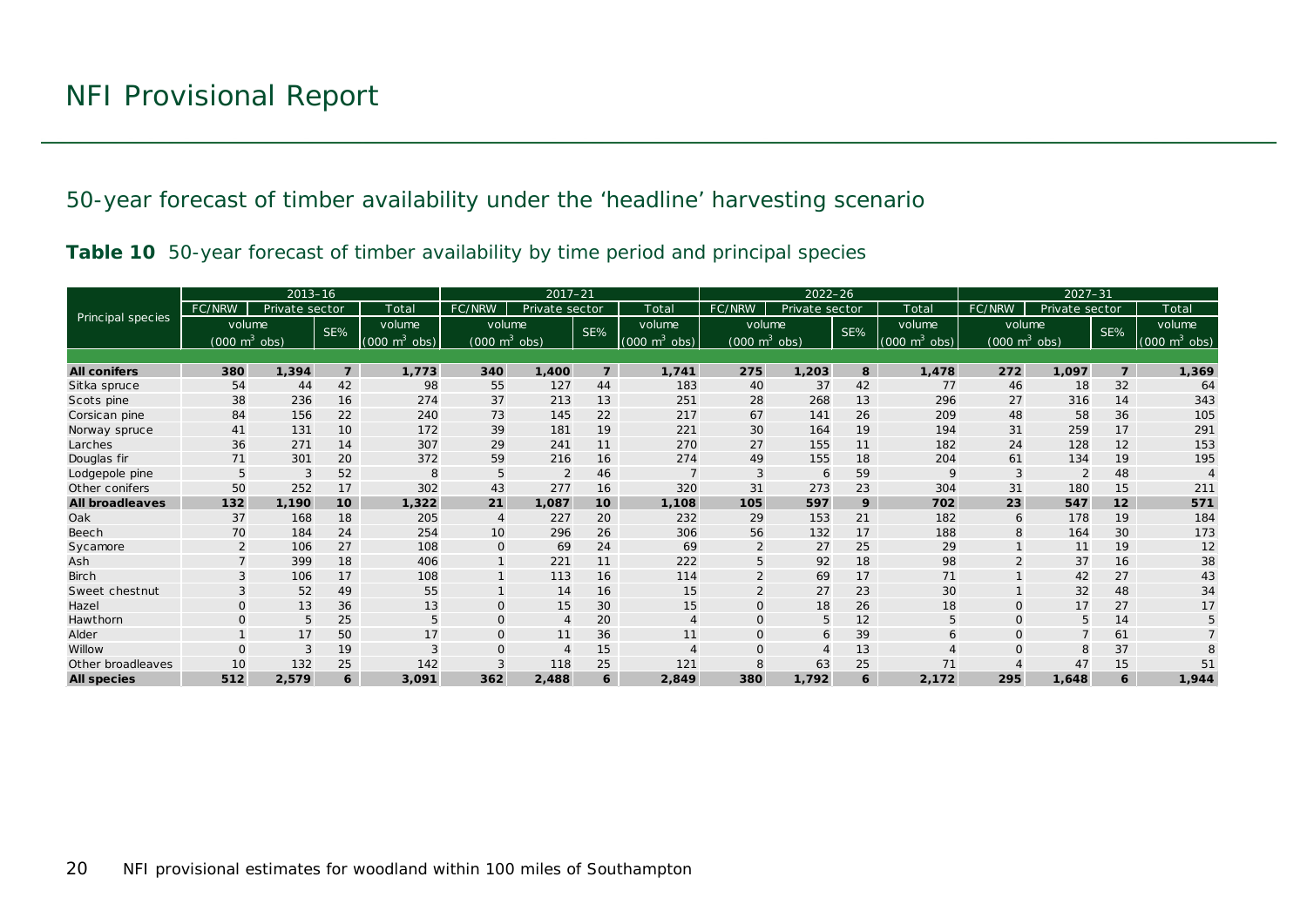## 50-year forecast of timber availability under the 'headline' harvesting scenario

**Table 10** 50-year forecast of timber availability by time period and principal species

| Principal species | 2013–16 | | | | 2017–21 | | | | 2022–26 | | | | 2027–31 | | | |
|---|---|---|---|---|---|---|---|---|---|---|---|---|---|---|---|---|
| | FC/NRW | Private sector | | Total | FC/NRW | Private sector | | Total | FC/NRW | Private sector | | Total | FC/NRW | Private sector | | Total |
| | volume ($000\ m^3$ obs) | | SE% | volume ($000\ m^3$ obs) | volume ($000\ m^3$ obs) | | SE% | volume ($000\ m^3$ obs) | volume ($000\ m^3$ obs) | | SE% | volume ($000\ m^3$ obs) | volume ($000\ m^3$ obs) | | SE% | volume ($000\ m^3$ obs) |
| **All conifers** | **380** | **1,394** | **7** | **1,773** | **340** | **1,400** | **7** | **1,741** | **275** | **1,203** | **8** | **1,478** | **272** | **1,097** | **7** | **1,369** |
| Sitka spruce | 54 | 44 | 42 | 98 | 55 | 127 | 44 | 183 | 40 | 37 | 42 | 77 | 46 | 18 | 32 | 64 |
| Scots pine | 38 | 236 | 16 | 274 | 37 | 213 | 13 | 251 | 28 | 268 | 13 | 296 | 27 | 316 | 14 | 343 |
| Corsican pine | 84 | 156 | 22 | 240 | 73 | 145 | 22 | 217 | 67 | 141 | 26 | 209 | 48 | 58 | 36 | 105 |
| Norway spruce | 41 | 131 | 10 | 172 | 39 | 181 | 19 | 221 | 30 | 164 | 19 | 194 | 31 | 259 | 17 | 291 |
| Larches | 36 | 271 | 14 | 307 | 29 | 241 | 11 | 270 | 27 | 155 | 11 | 182 | 24 | 128 | 12 | 153 |
| Douglas fir | 71 | 301 | 20 | 372 | 59 | 216 | 16 | 274 | 49 | 155 | 18 | 204 | 61 | 134 | 19 | 195 |
| Lodgepole pine | 5 | 3 | 52 | 8 | 5 | 2 | 46 | 7 | 3 | 6 | 59 | 9 | 3 | 2 | 48 | 4 |
| Other conifers | 50 | 252 | 17 | 302 | 43 | 277 | 16 | 320 | 31 | 273 | 23 | 304 | 31 | 180 | 15 | 211 |
| **All broadleaves** | **132** | **1,190** | **10** | **1,322** | **21** | **1,087** | **10** | **1,108** | **105** | **597** | **9** | **702** | **23** | **547** | **12** | **571** |
| Oak | 37 | 168 | 18 | 205 | 4 | 227 | 20 | 232 | 29 | 153 | 21 | 182 | 6 | 178 | 19 | 184 |
| Beech | 70 | 184 | 24 | 254 | 10 | 296 | 26 | 306 | 56 | 132 | 17 | 188 | 8 | 164 | 30 | 173 |
| Sycamore | 2 | 106 | 27 | 108 | 0 | 69 | 24 | 69 | 2 | 27 | 25 | 29 | 1 | 11 | 19 | 12 |
| Ash | 7 | 399 | 18 | 406 | 1 | 221 | 11 | 222 | 5 | 92 | 18 | 98 | 2 | 37 | 16 | 38 |
| Birch | 3 | 106 | 17 | 108 | 1 | 113 | 16 | 114 | 2 | 69 | 17 | 71 | 1 | 42 | 27 | 43 |
| Sweet chestnut | 3 | 52 | 49 | 55 | 1 | 14 | 16 | 15 | 2 | 27 | 23 | 30 | 1 | 32 | 48 | 34 |
| Hazel | 0 | 13 | 36 | 13 | 0 | 15 | 30 | 15 | 0 | 18 | 26 | 18 | 0 | 17 | 27 | 17 |
| Hawthorn | 0 | 5 | 25 | 5 | 0 | 4 | 20 | 4 | 0 | 5 | 12 | 5 | 0 | 5 | 14 | 5 |
| Alder | 1 | 17 | 50 | 17 | 0 | 11 | 36 | 11 | 0 | 6 | 39 | 6 | 0 | 7 | 61 | 7 |
| Willow | 0 | 3 | 19 | 3 | 0 | 4 | 15 | 4 | 0 | 4 | 13 | 4 | 0 | 8 | 37 | 8 |
| Other broadleaves | 10 | 132 | 25 | 142 | 3 | 118 | 25 | 121 | 8 | 63 | 25 | 71 | 4 | 47 | 15 | 51 |
| **All species** | **512** | **2,579** | **6** | **3,091** | **362** | **2,488** | **6** | **2,849** | **380** | **1,792** | **6** | **2,172** | **295** | **1,648** | **6** | **1,944** |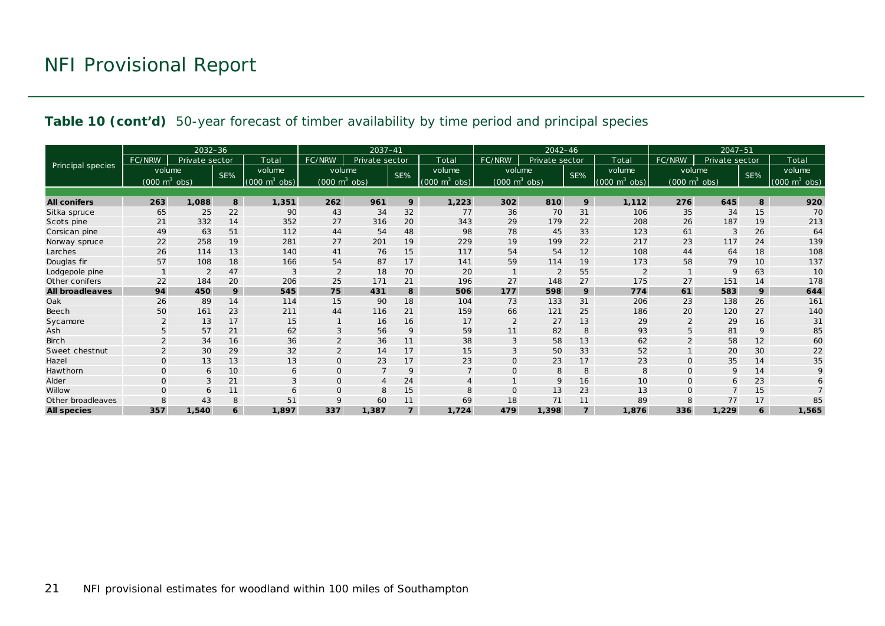**Table 10 (cont'd)** 50-year forecast of timber availability by time period and principal species

| Principal species | 2032–36 | | | | 2037–41 | | | | 2042–46 | | | | 2047–51 | | | |
|---|---|---|---|---|---|---|---|---|---|---|---|---|---|---|---|---|
| | FC/NRW | Private sector | | Total | FC/NRW | Private sector | | Total | FC/NRW | Private sector | | Total | FC/NRW | Private sector | | Total |
| | volume ($000\ m^3$ obs) | | SE% | volume ($000\ m^3$ obs) | volume ($000\ m^3$ obs) | | SE% | volume ($000\ m^3$ obs) | volume ($000\ m^3$ obs) | | SE% | volume ($000\ m^3$ obs) | volume ($000\ m^3$ obs) | | SE% | volume ($000\ m^3$ obs) |
| **All conifers** | **263** | **1,088** | **8** | **1,351** | **262** | **961** | **9** | **1,223** | **302** | **810** | **9** | **1,112** | **276** | **645** | **8** | **920** |
| Sitka spruce | 65 | 25 | 22 | 90 | 43 | 34 | 32 | 77 | 36 | 70 | 31 | 106 | 35 | 34 | 15 | 70 |
| Scots pine | 21 | 332 | 14 | 352 | 27 | 316 | 20 | 343 | 29 | 179 | 22 | 208 | 26 | 187 | 19 | 213 |
| Corsican pine | 49 | 63 | 51 | 112 | 44 | 54 | 48 | 98 | 78 | 45 | 33 | 123 | 61 | 3 | 26 | 64 |
| Norway spruce | 22 | 258 | 19 | 281 | 27 | 201 | 19 | 229 | 19 | 199 | 22 | 217 | 23 | 117 | 24 | 139 |
| Larches | 26 | 114 | 13 | 140 | 41 | 76 | 15 | 117 | 54 | 54 | 12 | 108 | 44 | 64 | 18 | 108 |
| Douglas fir | 57 | 108 | 18 | 166 | 54 | 87 | 17 | 141 | 59 | 114 | 19 | 173 | 58 | 79 | 10 | 137 |
| Lodgepole pine | 1 | 2 | 47 | 3 | 2 | 18 | 70 | 20 | 1 | 2 | 55 | 2 | 1 | 9 | 63 | 10 |
| Other conifers | 22 | 184 | 20 | 206 | 25 | 171 | 21 | 196 | 27 | 148 | 27 | 175 | 27 | 151 | 14 | 178 |
| **All broadleaves** | **94** | **450** | **9** | **545** | **75** | **431** | **8** | **506** | **177** | **598** | **9** | **774** | **61** | **583** | **9** | **644** |
| Oak | 26 | 89 | 14 | 114 | 15 | 90 | 18 | 104 | 73 | 133 | 31 | 206 | 23 | 138 | 26 | 161 |
| Beech | 50 | 161 | 23 | 211 | 44 | 116 | 21 | 159 | 66 | 121 | 25 | 186 | 20 | 120 | 27 | 140 |
| Sycamore | 2 | 13 | 17 | 15 | 1 | 16 | 16 | 17 | 2 | 27 | 13 | 29 | 2 | 29 | 16 | 31 |
| Ash | 5 | 57 | 21 | 62 | 3 | 56 | 9 | 59 | 11 | 82 | 8 | 93 | 5 | 81 | 9 | 85 |
| Birch | 2 | 34 | 16 | 36 | 2 | 36 | 11 | 38 | 3 | 58 | 13 | 62 | 2 | 58 | 12 | 60 |
| Sweet chestnut | 2 | 30 | 29 | 32 | 2 | 14 | 17 | 15 | 3 | 50 | 33 | 52 | 1 | 20 | 30 | 22 |
| Hazel | 0 | 13 | 13 | 13 | 0 | 23 | 17 | 23 | 0 | 23 | 17 | 23 | 0 | 35 | 14 | 35 |
| Hawthorn | 0 | 6 | 10 | 6 | 0 | 7 | 9 | 7 | 0 | 8 | 8 | 8 | 0 | 9 | 14 | 9 |
| Alder | 0 | 3 | 21 | 3 | 0 | 4 | 24 | 4 | 1 | 9 | 16 | 10 | 0 | 6 | 23 | 6 |
| Willow | 0 | 6 | 11 | 6 | 0 | 8 | 15 | 8 | 0 | 13 | 23 | 13 | 0 | 7 | 15 | 7 |
| Other broadleaves | 8 | 43 | 8 | 51 | 9 | 60 | 11 | 69 | 18 | 71 | 11 | 89 | 8 | 77 | 17 | 85 |
| **All species** | **357** | **1,540** | **6** | **1,897** | **337** | **1,387** | **7** | **1,724** | **479** | **1,398** | **7** | **1,876** | **336** | **1,229** | **6** | **1,565** |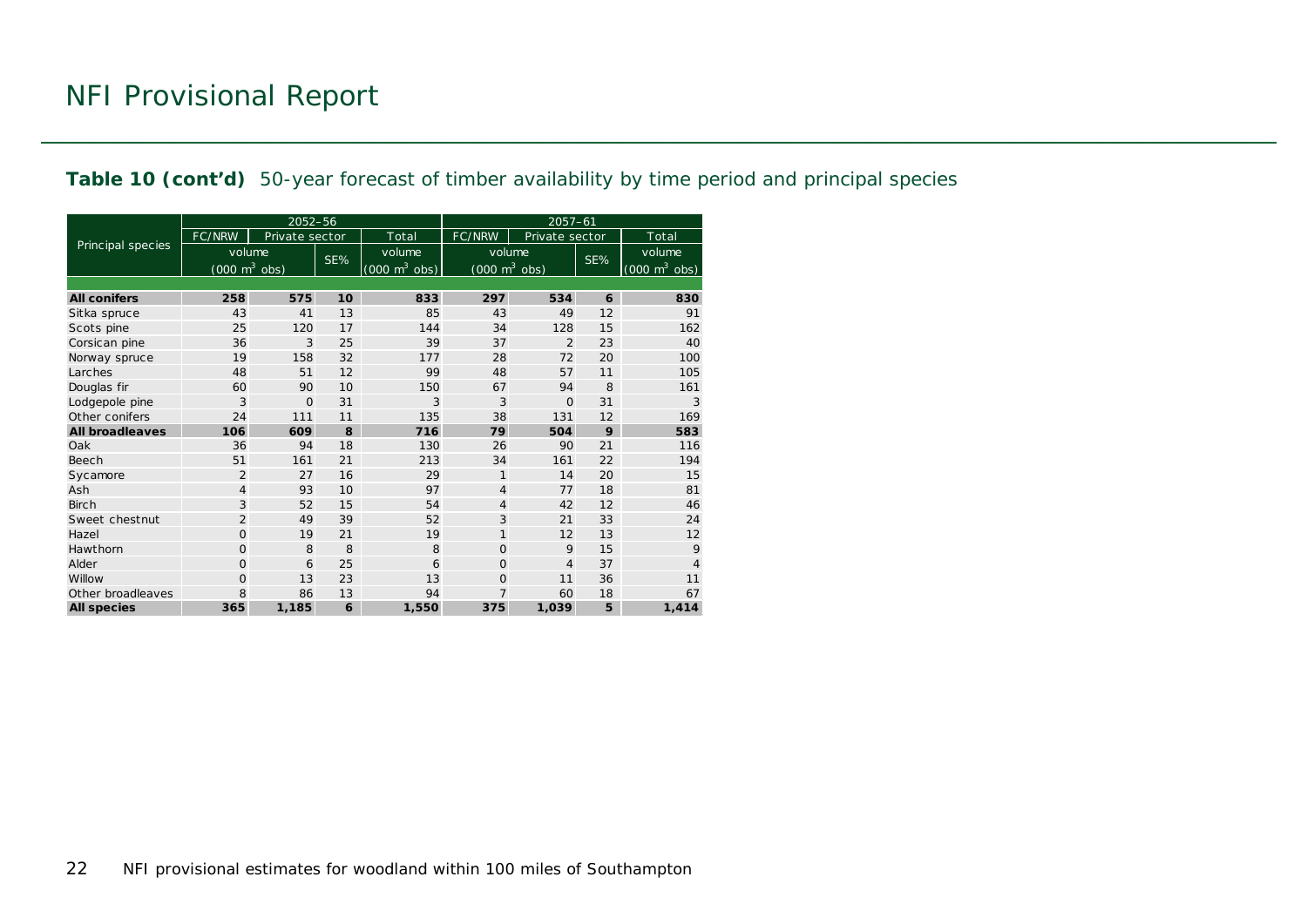# NFI Provisional Report

**Table 10 (cont'd)** 50-year forecast of timber availability by time period and principal species

| Principal species | 2052–56 | | | | 2057–61 | | | |
|---|---|---|---|---|---|---|---|---|
| | FC/NRW | Private sector | | Total | FC/NRW | Private sector | | Total |
| | volume ($000\ m^3$ obs) | | SE% | volume ($000\ m^3$ obs) | volume ($000\ m^3$ obs) | | SE% | volume ($000\ m^3$ obs) |
| **All conifers** | **258** | **575** | **10** | **833** | **297** | **534** | **6** | **830** |
| Sitka spruce | 43 | 41 | 13 | 85 | 43 | 49 | 12 | 91 |
| Scots pine | 25 | 120 | 17 | 144 | 34 | 128 | 15 | 162 |
| Corsican pine | 36 | 3 | 25 | 39 | 37 | 2 | 23 | 40 |
| Norway spruce | 19 | 158 | 32 | 177 | 28 | 72 | 20 | 100 |
| Larches | 48 | 51 | 12 | 99 | 48 | 57 | 11 | 105 |
| Douglas fir | 60 | 90 | 10 | 150 | 67 | 94 | 8 | 161 |
| Lodgepole pine | 3 | 0 | 31 | 3 | 3 | 0 | 31 | 3 |
| Other conifers | 24 | 111 | 11 | 135 | 38 | 131 | 12 | 169 |
| **All broadleaves** | **106** | **609** | **8** | **716** | **79** | **504** | **9** | **583** |
| Oak | 36 | 94 | 18 | 130 | 26 | 90 | 21 | 116 |
| Beech | 51 | 161 | 21 | 213 | 34 | 161 | 22 | 194 |
| Sycamore | 2 | 27 | 16 | 29 | 1 | 14 | 20 | 15 |
| Ash | 4 | 93 | 10 | 97 | 4 | 77 | 18 | 81 |
| Birch | 3 | 52 | 15 | 54 | 4 | 42 | 12 | 46 |
| Sweet chestnut | 2 | 49 | 39 | 52 | 3 | 21 | 33 | 24 |
| Hazel | 0 | 19 | 21 | 19 | 1 | 12 | 13 | 12 |
| Hawthorn | 0 | 8 | 8 | 8 | 0 | 9 | 15 | 9 |
| Alder | 0 | 6 | 25 | 6 | 0 | 4 | 37 | 4 |
| Willow | 0 | 13 | 23 | 13 | 0 | 11 | 36 | 11 |
| Other broadleaves | 8 | 86 | 13 | 94 | 7 | 60 | 18 | 67 |
| **All species** | **365** | **1,185** | **6** | **1,550** | **375** | **1,039** | **5** | **1,414** |

NFI provisional estimates for woodland within 100 miles of Southampton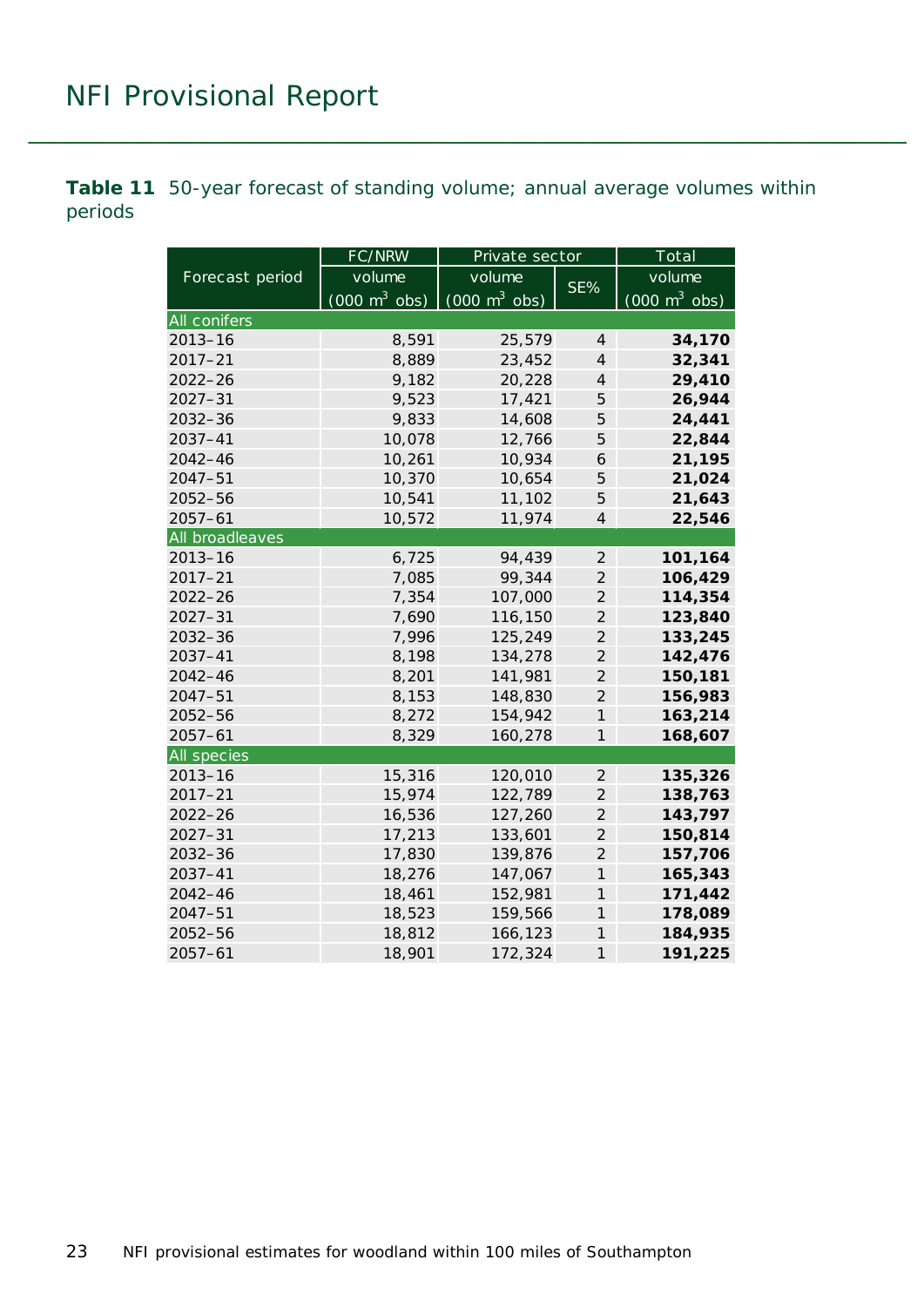**Table 11** 50-year forecast of standing volume; annual average volumes within periods

| Forecast period | FC/NRW | Private sector | | Total |
|---|---|---|---|---|
| | volume (000 $m^3$ obs) | volume (000 $m^3$ obs) | SE% | volume (000 $m^3$ obs) |
| **All conifers** | | | | |
| 2013–16 | 8,591 | 25,579 | 4 | **34,170** |
| 2017–21 | 8,889 | 23,452 | 4 | **32,341** |
| 2022–26 | 9,182 | 20,228 | 4 | **29,410** |
| 2027–31 | 9,523 | 17,421 | 5 | **26,944** |
| 2032–36 | 9,833 | 14,608 | 5 | **24,441** |
| 2037–41 | 10,078 | 12,766 | 5 | **22,844** |
| 2042–46 | 10,261 | 10,934 | 6 | **21,195** |
| 2047–51 | 10,370 | 10,654 | 5 | **21,024** |
| 2052–56 | 10,541 | 11,102 | 5 | **21,643** |
| 2057–61 | 10,572 | 11,974 | 4 | **22,546** |
| **All broadleaves** | | | | |
| 2013–16 | 6,725 | 94,439 | 2 | **101,164** |
| 2017–21 | 7,085 | 99,344 | 2 | **106,429** |
| 2022–26 | 7,354 | 107,000 | 2 | **114,354** |
| 2027–31 | 7,690 | 116,150 | 2 | **123,840** |
| 2032–36 | 7,996 | 125,249 | 2 | **133,245** |
| 2037–41 | 8,198 | 134,278 | 2 | **142,476** |
| 2042–46 | 8,201 | 141,981 | 2 | **150,181** |
| 2047–51 | 8,153 | 148,830 | 2 | **156,983** |
| 2052–56 | 8,272 | 154,942 | 1 | **163,214** |
| 2057–61 | 8,329 | 160,278 | 1 | **168,607** |
| **All species** | | | | |
| 2013–16 | 15,316 | 120,010 | 2 | **135,326** |
| 2017–21 | 15,974 | 122,789 | 2 | **138,763** |
| 2022–26 | 16,536 | 127,260 | 2 | **143,797** |
| 2027–31 | 17,213 | 133,601 | 2 | **150,814** |
| 2032–36 | 17,830 | 139,876 | 2 | **157,706** |
| 2037–41 | 18,276 | 147,067 | 1 | **165,343** |
| 2042–46 | 18,461 | 152,981 | 1 | **171,442** |
| 2047–51 | 18,523 | 159,566 | 1 | **178,089** |
| 2052–56 | 18,812 | 166,123 | 1 | **184,935** |
| 2057–61 | 18,901 | 172,324 | 1 | **191,225** |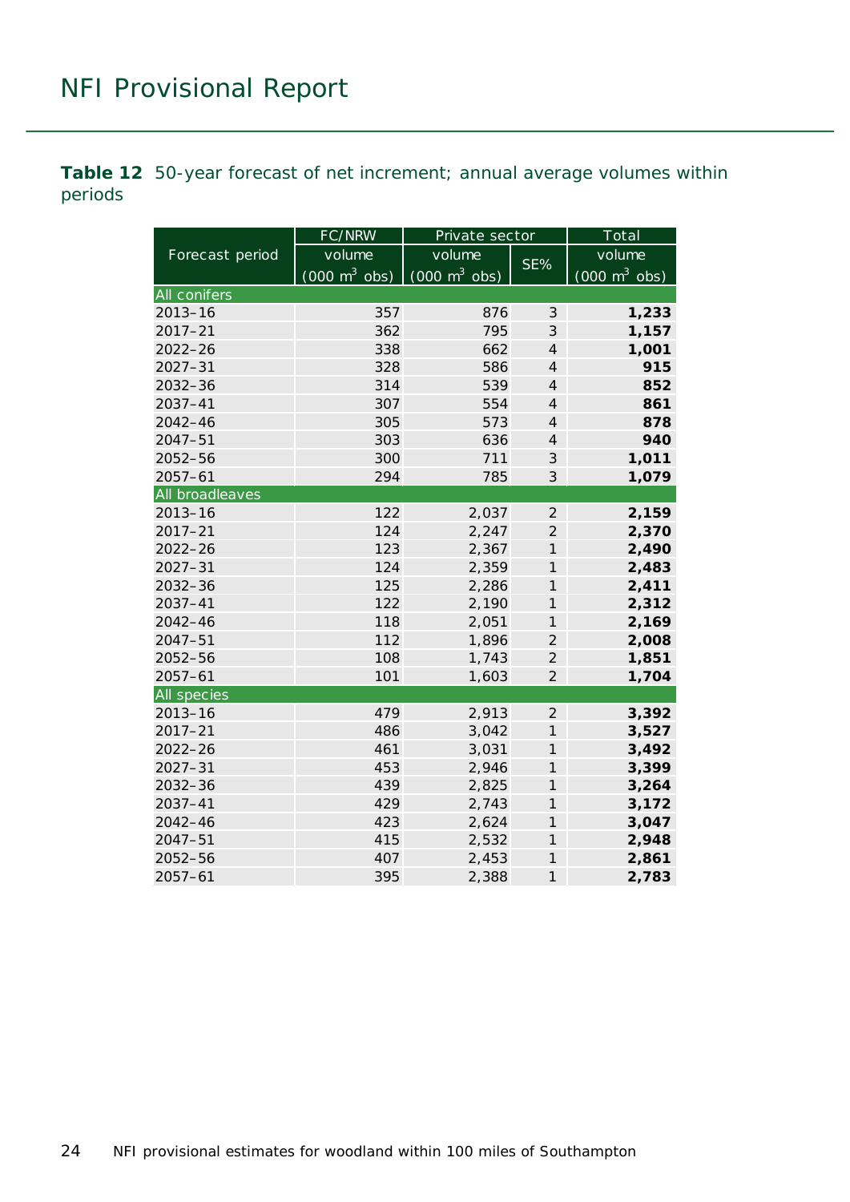**Table 12** 50-year forecast of net increment; annual average volumes within periods

| Forecast period | FC/NRW volume (000 $m^3$ obs) | Private sector volume (000 $m^3$ obs) | Private sector SE% | Total volume (000 $m^3$ obs) |
|---|---|---|---|---|
| **All conifers** | | | | |
| 2013–16 | 357 | 876 | 3 | **1,233** |
| 2017–21 | 362 | 795 | 3 | **1,157** |
| 2022–26 | 338 | 662 | 4 | **1,001** |
| 2027–31 | 328 | 586 | 4 | **915** |
| 2032–36 | 314 | 539 | 4 | **852** |
| 2037–41 | 307 | 554 | 4 | **861** |
| 2042–46 | 305 | 573 | 4 | **878** |
| 2047–51 | 303 | 636 | 4 | **940** |
| 2052–56 | 300 | 711 | 3 | **1,011** |
| 2057–61 | 294 | 785 | 3 | **1,079** |
| **All broadleaves** | | | | |
| 2013–16 | 122 | 2,037 | 2 | **2,159** |
| 2017–21 | 124 | 2,247 | 2 | **2,370** |
| 2022–26 | 123 | 2,367 | 1 | **2,490** |
| 2027–31 | 124 | 2,359 | 1 | **2,483** |
| 2032–36 | 125 | 2,286 | 1 | **2,411** |
| 2037–41 | 122 | 2,190 | 1 | **2,312** |
| 2042–46 | 118 | 2,051 | 1 | **2,169** |
| 2047–51 | 112 | 1,896 | 2 | **2,008** |
| 2052–56 | 108 | 1,743 | 2 | **1,851** |
| 2057–61 | 101 | 1,603 | 2 | **1,704** |
| **All species** | | | | |
| 2013–16 | 479 | 2,913 | 2 | **3,392** |
| 2017–21 | 486 | 3,042 | 1 | **3,527** |
| 2022–26 | 461 | 3,031 | 1 | **3,492** |
| 2027–31 | 453 | 2,946 | 1 | **3,399** |
| 2032–36 | 439 | 2,825 | 1 | **3,264** |
| 2037–41 | 429 | 2,743 | 1 | **3,172** |
| 2042–46 | 423 | 2,624 | 1 | **3,047** |
| 2047–51 | 415 | 2,532 | 1 | **2,948** |
| 2052–56 | 407 | 2,453 | 1 | **2,861** |
| 2057–61 | 395 | 2,388 | 1 | **2,783** |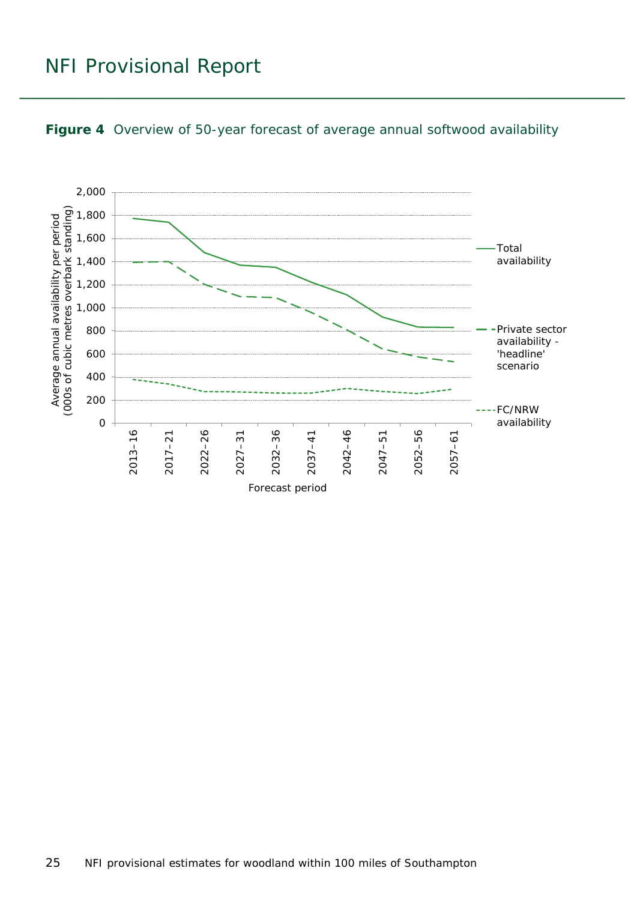**Figure 4** Overview of 50-year forecast of average annual softwood availability

Average annual availability per period (000s of cubic metres overbark standing)

2,000
1,800
1,600
1,400
1,200
1,000
800
600
400
200
0

2013–16
2017–21
2022–26
2027–31
2032–36
2037–41
2042–46
2047–51
2052–56
2057–61

Forecast period

Total availability

Private sector availability - 'headline' scenario

FC/NRW availability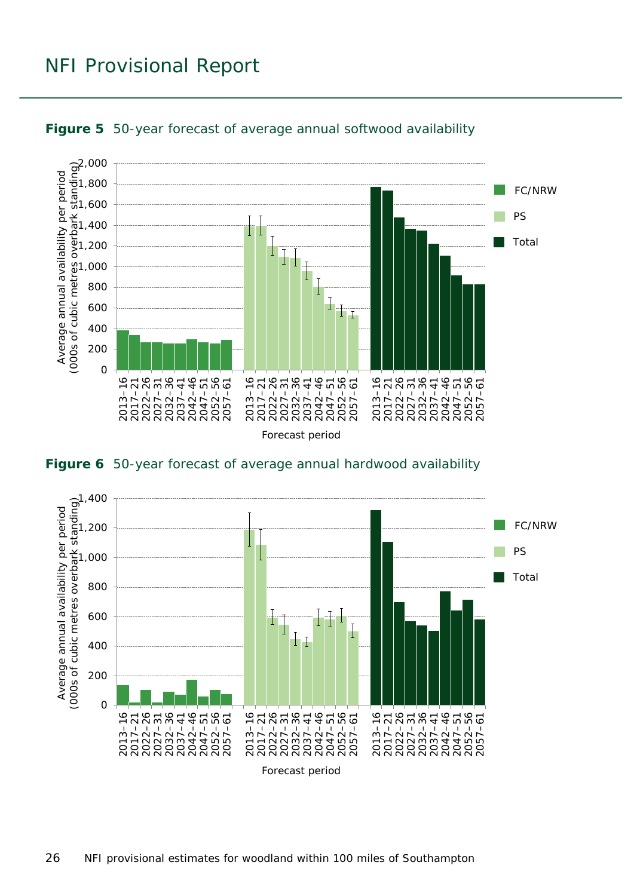**Figure 5** 50-year forecast of average annual softwood availability

**Figure 6** 50-year forecast of average annual hardwood availability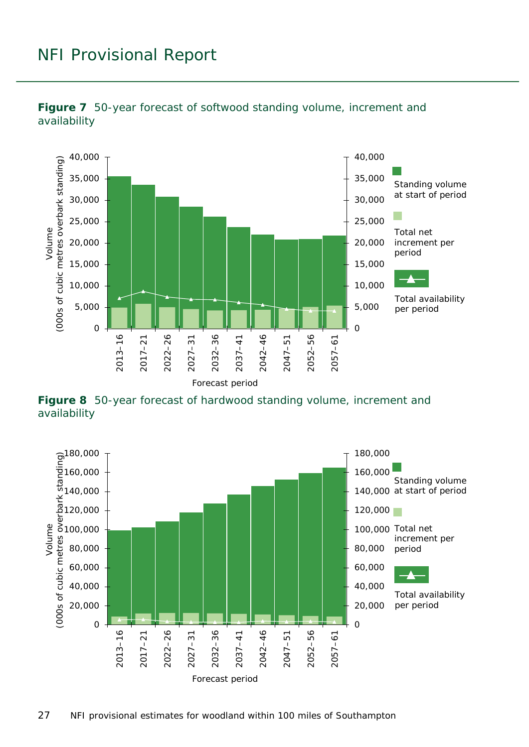**Figure 7** 50-year forecast of softwood standing volume, increment and availability

**Figure 8** 50-year forecast of hardwood standing volume, increment and availability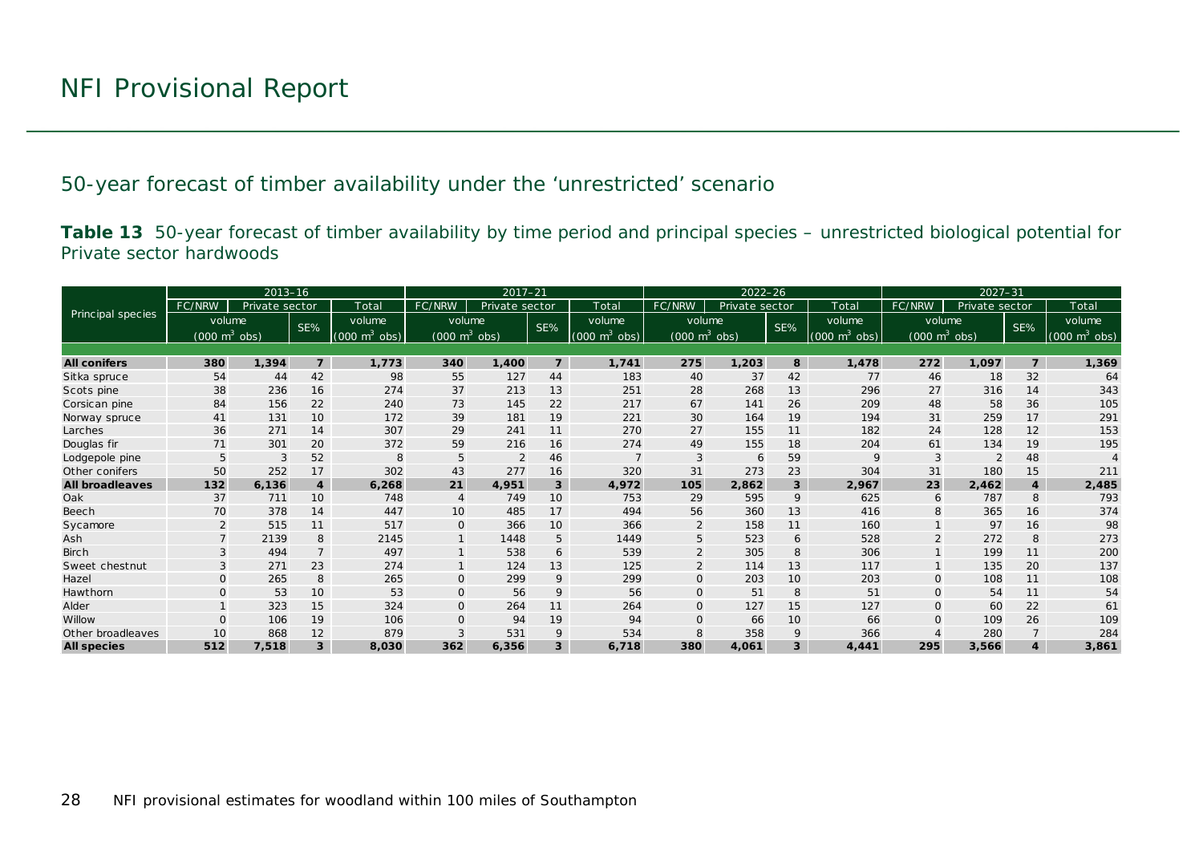# NFI Provisional Report

## 50-year forecast of timber availability under the 'unrestricted' scenario

**Table 13** 50-year forecast of timber availability by time period and principal species – unrestricted biological potential for Private sector hardwoods

| Principal species | 2013–16 | | | | 2017–21 | | | | 2022–26 | | | | 2027–31 | | | |
|---|---|---|---|---|---|---|---|---|---|---|---|---|---|---|---|---|
| | FC/NRW | Private sector | | Total | FC/NRW | Private sector | | Total | FC/NRW | Private sector | | Total | FC/NRW | Private sector | | Total |
| | volume (000 $m^3$ obs) | | SE% | volume (000 $m^3$ obs) | volume (000 $m^3$ obs) | | SE% | volume (000 $m^3$ obs) | volume (000 $m^3$ obs) | | SE% | volume (000 $m^3$ obs) | volume (000 $m^3$ obs) | | SE% | volume (000 $m^3$ obs) |
| **All conifers** | **380** | **1,394** | **7** | **1,773** | **340** | **1,400** | **7** | **1,741** | **275** | **1,203** | **8** | **1,478** | **272** | **1,097** | **7** | **1,369** |
| Sitka spruce | 54 | 44 | 42 | 98 | 55 | 127 | 44 | 183 | 40 | 37 | 42 | 77 | 46 | 18 | 32 | 64 |
| Scots pine | 38 | 236 | 16 | 274 | 37 | 213 | 13 | 251 | 28 | 268 | 13 | 296 | 27 | 316 | 14 | 343 |
| Corsican pine | 84 | 156 | 22 | 240 | 73 | 145 | 22 | 217 | 67 | 141 | 26 | 209 | 48 | 58 | 36 | 105 |
| Norway spruce | 41 | 131 | 10 | 172 | 39 | 181 | 19 | 221 | 30 | 164 | 19 | 194 | 31 | 259 | 17 | 291 |
| Larches | 36 | 271 | 14 | 307 | 29 | 241 | 11 | 270 | 27 | 155 | 11 | 182 | 24 | 128 | 12 | 153 |
| Douglas fir | 71 | 301 | 20 | 372 | 59 | 216 | 16 | 274 | 49 | 155 | 18 | 204 | 61 | 134 | 19 | 195 |
| Lodgepole pine | 5 | 3 | 52 | 8 | 5 | 2 | 46 | 7 | 3 | 6 | 59 | 9 | 3 | 2 | 48 | 4 |
| Other conifers | 50 | 252 | 17 | 302 | 43 | 277 | 16 | 320 | 31 | 273 | 23 | 304 | 31 | 180 | 15 | 211 |
| **All broadleaves** | **132** | **6,136** | **4** | **6,268** | **21** | **4,951** | **3** | **4,972** | **105** | **2,862** | **3** | **2,967** | **23** | **2,462** | **4** | **2,485** |
| Oak | 37 | 711 | 10 | 748 | 4 | 749 | 10 | 753 | 29 | 595 | 9 | 625 | 6 | 787 | 8 | 793 |
| Beech | 70 | 378 | 14 | 447 | 10 | 485 | 17 | 494 | 56 | 360 | 13 | 416 | 8 | 365 | 16 | 374 |
| Sycamore | 2 | 515 | 11 | 517 | 0 | 366 | 10 | 366 | 2 | 158 | 11 | 160 | 1 | 97 | 16 | 98 |
| Ash | 7 | 2139 | 8 | 2145 | 1 | 1448 | 5 | 1449 | 5 | 523 | 6 | 528 | 2 | 272 | 8 | 273 |
| Birch | 3 | 494 | 7 | 497 | 1 | 538 | 6 | 539 | 2 | 305 | 8 | 306 | 1 | 199 | 11 | 200 |
| Sweet chestnut | 3 | 271 | 23 | 274 | 1 | 124 | 13 | 125 | 2 | 114 | 13 | 117 | 1 | 135 | 20 | 137 |
| Hazel | 0 | 265 | 8 | 265 | 0 | 299 | 9 | 299 | 0 | 203 | 10 | 203 | 0 | 108 | 11 | 108 |
| Hawthorn | 0 | 53 | 10 | 53 | 0 | 56 | 9 | 56 | 0 | 51 | 8 | 51 | 0 | 54 | 11 | 54 |
| Alder | 1 | 323 | 15 | 324 | 0 | 264 | 11 | 264 | 0 | 127 | 15 | 127 | 0 | 60 | 22 | 61 |
| Willow | 0 | 106 | 19 | 106 | 0 | 94 | 19 | 94 | 0 | 66 | 10 | 66 | 0 | 109 | 26 | 109 |
| Other broadleaves | 10 | 868 | 12 | 879 | 3 | 531 | 9 | 534 | 8 | 358 | 9 | 366 | 4 | 280 | 7 | 284 |
| **All species** | **512** | **7,518** | **3** | **8,030** | **362** | **6,356** | **3** | **6,718** | **380** | **4,061** | **3** | **4,441** | **295** | **3,566** | **4** | **3,861** |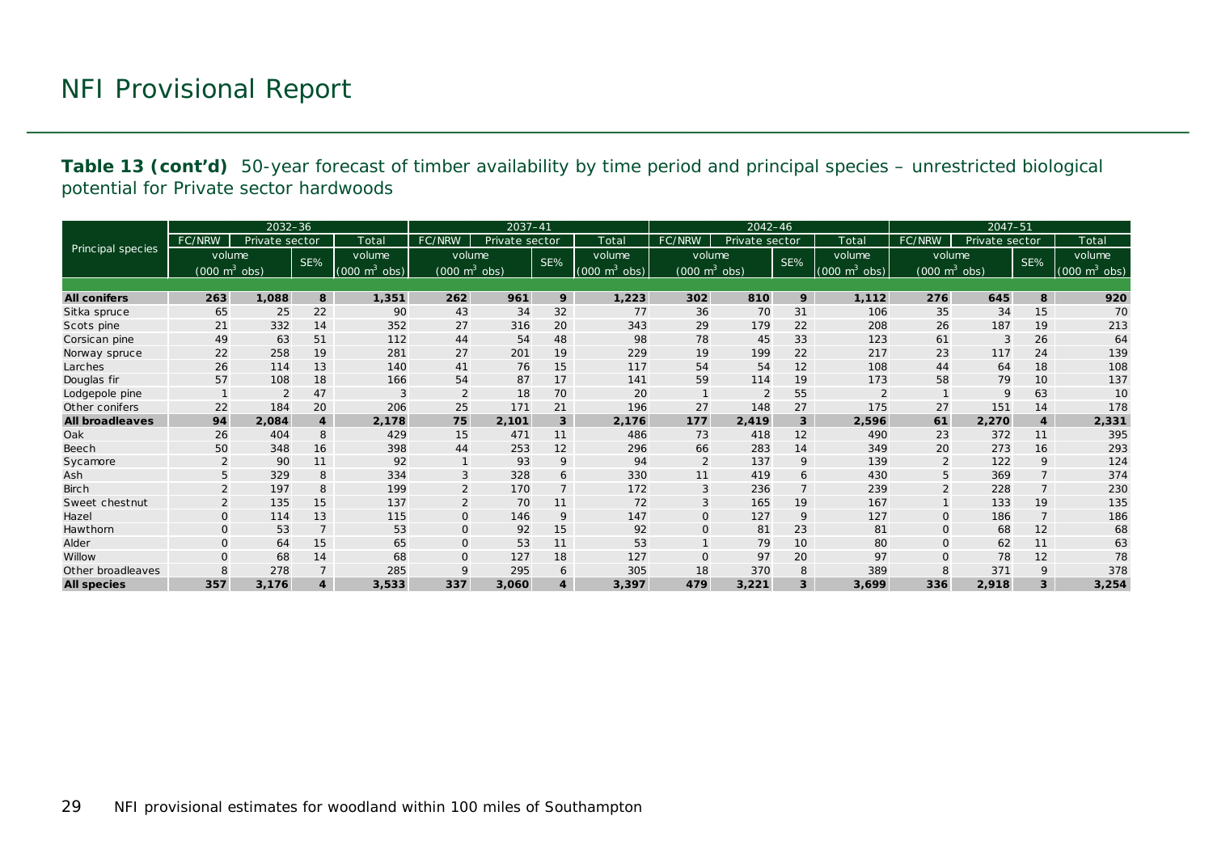# NFI Provisional Report

**Table 13 (cont'd)** 50-year forecast of timber availability by time period and principal species – unrestricted biological potential for Private sector hardwoods

| Principal species | 2032–36 | | | | 2037–41 | | | | 2042–46 | | | | 2047–51 | | | |
|---|---|---|---|---|---|---|---|---|---|---|---|---|---|---|---|---|
| | FC/NRW | Private sector | | Total | FC/NRW | Private sector | | Total | FC/NRW | Private sector | | Total | FC/NRW | Private sector | | Total |
| | volume (000 $m^3$ obs) | | SE% | volume (000 $m^3$ obs) | volume (000 $m^3$ obs) | | SE% | volume (000 $m^3$ obs) | volume (000 $m^3$ obs) | | SE% | volume (000 $m^3$ obs) | volume (000 $m^3$ obs) | | SE% | volume (000 $m^3$ obs) |
| **All conifers** | **263** | **1,088** | **8** | **1,351** | **262** | **961** | **9** | **1,223** | **302** | **810** | **9** | **1,112** | **276** | **645** | **8** | **920** |
| Sitka spruce | 65 | 25 | 22 | 90 | 43 | 34 | 32 | 77 | 36 | 70 | 31 | 106 | 35 | 34 | 15 | 70 |
| Scots pine | 21 | 332 | 14 | 352 | 27 | 316 | 20 | 343 | 29 | 179 | 22 | 208 | 26 | 187 | 19 | 213 |
| Corsican pine | 49 | 63 | 51 | 112 | 44 | 54 | 48 | 98 | 78 | 45 | 33 | 123 | 61 | 3 | 26 | 64 |
| Norway spruce | 22 | 258 | 19 | 281 | 27 | 201 | 19 | 229 | 19 | 199 | 22 | 217 | 23 | 117 | 24 | 139 |
| Larches | 26 | 114 | 13 | 140 | 41 | 76 | 15 | 117 | 54 | 54 | 12 | 108 | 44 | 64 | 18 | 108 |
| Douglas fir | 57 | 108 | 18 | 166 | 54 | 87 | 17 | 141 | 59 | 114 | 19 | 173 | 58 | 79 | 10 | 137 |
| Lodgepole pine | 1 | 2 | 47 | 3 | 2 | 18 | 70 | 20 | 1 | 2 | 55 | 2 | 1 | 9 | 63 | 10 |
| Other conifers | 22 | 184 | 20 | 206 | 25 | 171 | 21 | 196 | 27 | 148 | 27 | 175 | 27 | 151 | 14 | 178 |
| **All broadleaves** | **94** | **2,084** | **4** | **2,178** | **75** | **2,101** | **3** | **2,176** | **177** | **2,419** | **3** | **2,596** | **61** | **2,270** | **4** | **2,331** |
| Oak | 26 | 404 | 8 | 429 | 15 | 471 | 11 | 486 | 73 | 418 | 12 | 490 | 23 | 372 | 11 | 395 |
| Beech | 50 | 348 | 16 | 398 | 44 | 253 | 12 | 296 | 66 | 283 | 14 | 349 | 20 | 273 | 16 | 293 |
| Sycamore | 2 | 90 | 11 | 92 | 1 | 93 | 9 | 94 | 2 | 137 | 9 | 139 | 2 | 122 | 9 | 124 |
| Ash | 5 | 329 | 8 | 334 | 3 | 328 | 6 | 330 | 11 | 419 | 6 | 430 | 5 | 369 | 7 | 374 |
| Birch | 2 | 197 | 8 | 199 | 2 | 170 | 7 | 172 | 3 | 236 | 7 | 239 | 2 | 228 | 7 | 230 |
| Sweet chestnut | 2 | 135 | 15 | 137 | 2 | 70 | 11 | 72 | 3 | 165 | 19 | 167 | 1 | 133 | 19 | 135 |
| Hazel | 0 | 114 | 13 | 115 | 0 | 146 | 9 | 147 | 0 | 127 | 9 | 127 | 0 | 186 | 7 | 186 |
| Hawthorn | 0 | 53 | 7 | 53 | 0 | 92 | 15 | 92 | 0 | 81 | 23 | 81 | 0 | 68 | 12 | 68 |
| Alder | 0 | 64 | 15 | 65 | 0 | 53 | 11 | 53 | 1 | 79 | 10 | 80 | 0 | 62 | 11 | 63 |
| Willow | 0 | 68 | 14 | 68 | 0 | 127 | 18 | 127 | 0 | 97 | 20 | 97 | 0 | 78 | 12 | 78 |
| Other broadleaves | 8 | 278 | 7 | 285 | 9 | 295 | 6 | 305 | 18 | 370 | 8 | 389 | 8 | 371 | 9 | 378 |
| **All species** | **357** | **3,176** | **4** | **3,533** | **337** | **3,060** | **4** | **3,397** | **479** | **3,221** | **3** | **3,699** | **336** | **2,918** | **3** | **3,254** |

NFI provisional estimates for woodland within 100 miles of Southampton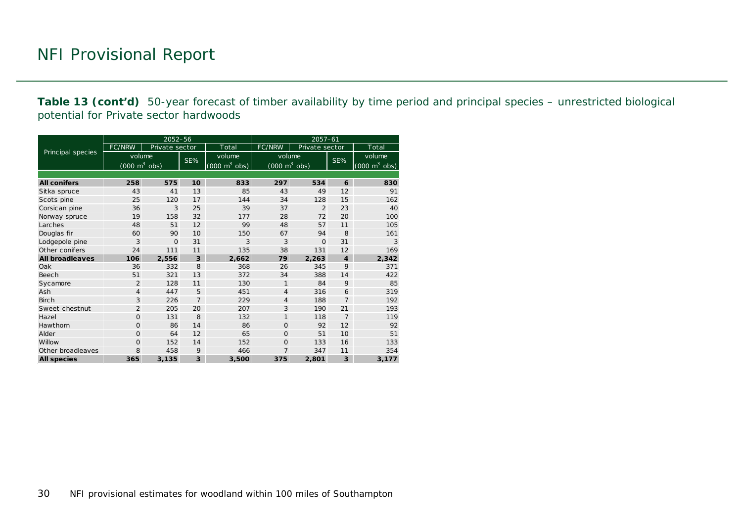# NFI Provisional Report

**Table 13 (cont'd)** 50-year forecast of timber availability by time period and principal species – unrestricted biological potential for Private sector hardwoods

| Principal species | 2052–56 | | | | 2057–61 | | | |
|---|---|---|---|---|---|---|---|---|
| | FC/NRW | Private sector | | Total | FC/NRW | Private sector | | Total |
| | volume ($000\ m^3$ obs) | | SE% | volume ($000\ m^3$ obs) | volume ($000\ m^3$ obs) | | SE% | volume ($000\ m^3$ obs) |
| **All conifers** | **258** | **575** | **10** | **833** | **297** | **534** | **6** | **830** |
| Sitka spruce | 43 | 41 | 13 | 85 | 43 | 49 | 12 | 91 |
| Scots pine | 25 | 120 | 17 | 144 | 34 | 128 | 15 | 162 |
| Corsican pine | 36 | 3 | 25 | 39 | 37 | 2 | 23 | 40 |
| Norway spruce | 19 | 158 | 32 | 177 | 28 | 72 | 20 | 100 |
| Larches | 48 | 51 | 12 | 99 | 48 | 57 | 11 | 105 |
| Douglas fir | 60 | 90 | 10 | 150 | 67 | 94 | 8 | 161 |
| Lodgepole pine | 3 | 0 | 31 | 3 | 3 | 0 | 31 | 3 |
| Other conifers | 24 | 111 | 11 | 135 | 38 | 131 | 12 | 169 |
| **All broadleaves** | **106** | **2,556** | **3** | **2,662** | **79** | **2,263** | **4** | **2,342** |
| Oak | 36 | 332 | 8 | 368 | 26 | 345 | 9 | 371 |
| Beech | 51 | 321 | 13 | 372 | 34 | 388 | 14 | 422 |
| Sycamore | 2 | 128 | 11 | 130 | 1 | 84 | 9 | 85 |
| Ash | 4 | 447 | 5 | 451 | 4 | 316 | 6 | 319 |
| Birch | 3 | 226 | 7 | 229 | 4 | 188 | 7 | 192 |
| Sweet chestnut | 2 | 205 | 20 | 207 | 3 | 190 | 21 | 193 |
| Hazel | 0 | 131 | 8 | 132 | 1 | 118 | 7 | 119 |
| Hawthorn | 0 | 86 | 14 | 86 | 0 | 92 | 12 | 92 |
| Alder | 0 | 64 | 12 | 65 | 0 | 51 | 10 | 51 |
| Willow | 0 | 152 | 14 | 152 | 0 | 133 | 16 | 133 |
| Other broadleaves | 8 | 458 | 9 | 466 | 7 | 347 | 11 | 354 |
| **All species** | **365** | **3,135** | **3** | **3,500** | **375** | **2,801** | **3** | **3,177** |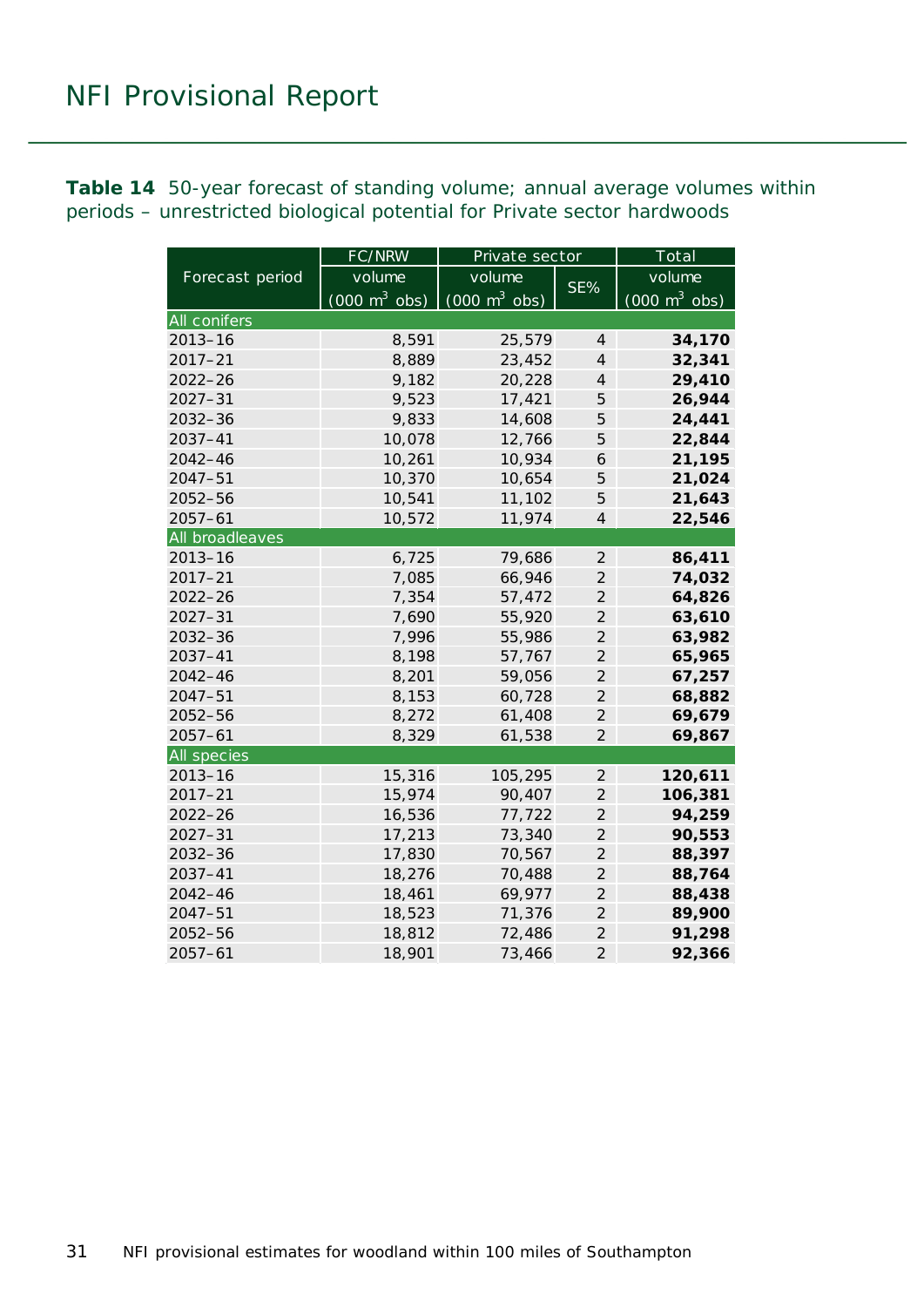**Table 14** 50-year forecast of standing volume; annual average volumes within periods – unrestricted biological potential for Private sector hardwoods

| Forecast period | FC/NRW volume (000 $m^3$ obs) | Private sector volume (000 $m^3$ obs) | Private sector SE% | Total volume (000 $m^3$ obs) |
|---|---|---|---|---|
| **All conifers** | | | | |
| 2013–16 | 8,591 | 25,579 | 4 | **34,170** |
| 2017–21 | 8,889 | 23,452 | 4 | **32,341** |
| 2022–26 | 9,182 | 20,228 | 4 | **29,410** |
| 2027–31 | 9,523 | 17,421 | 5 | **26,944** |
| 2032–36 | 9,833 | 14,608 | 5 | **24,441** |
| 2037–41 | 10,078 | 12,766 | 5 | **22,844** |
| 2042–46 | 10,261 | 10,934 | 6 | **21,195** |
| 2047–51 | 10,370 | 10,654 | 5 | **21,024** |
| 2052–56 | 10,541 | 11,102 | 5 | **21,643** |
| 2057–61 | 10,572 | 11,974 | 4 | **22,546** |
| **All broadleaves** | | | | |
| 2013–16 | 6,725 | 79,686 | 2 | **86,411** |
| 2017–21 | 7,085 | 66,946 | 2 | **74,032** |
| 2022–26 | 7,354 | 57,472 | 2 | **64,826** |
| 2027–31 | 7,690 | 55,920 | 2 | **63,610** |
| 2032–36 | 7,996 | 55,986 | 2 | **63,982** |
| 2037–41 | 8,198 | 57,767 | 2 | **65,965** |
| 2042–46 | 8,201 | 59,056 | 2 | **67,257** |
| 2047–51 | 8,153 | 60,728 | 2 | **68,882** |
| 2052–56 | 8,272 | 61,408 | 2 | **69,679** |
| 2057–61 | 8,329 | 61,538 | 2 | **69,867** |
| **All species** | | | | |
| 2013–16 | 15,316 | 105,295 | 2 | **120,611** |
| 2017–21 | 15,974 | 90,407 | 2 | **106,381** |
| 2022–26 | 16,536 | 77,722 | 2 | **94,259** |
| 2027–31 | 17,213 | 73,340 | 2 | **90,553** |
| 2032–36 | 17,830 | 70,567 | 2 | **88,397** |
| 2037–41 | 18,276 | 70,488 | 2 | **88,764** |
| 2042–46 | 18,461 | 69,977 | 2 | **88,438** |
| 2047–51 | 18,523 | 71,376 | 2 | **89,900** |
| 2052–56 | 18,812 | 72,486 | 2 | **91,298** |
| 2057–61 | 18,901 | 73,466 | 2 | **92,366** |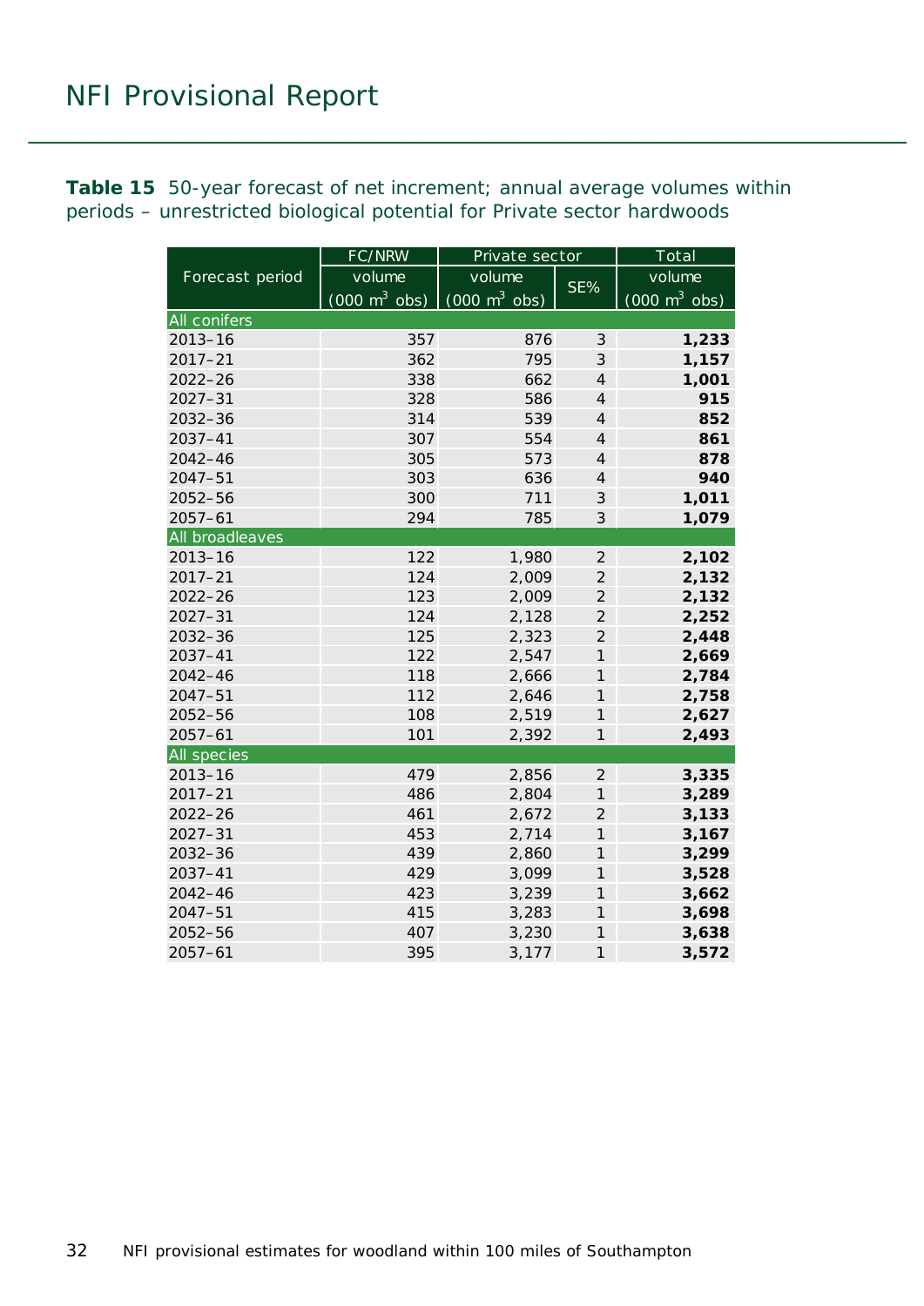**Table 15** 50-year forecast of net increment; annual average volumes within periods – unrestricted biological potential for Private sector hardwoods

| Forecast period | FC/NRW | Private sector | | Total |
|---|---|---|---|---|
| | volume (000 $m^3$ obs) | volume (000 $m^3$ obs) | SE% | volume (000 $m^3$ obs) |
| **All conifers** | | | | |
| 2013–16 | 357 | 876 | 3 | **1,233** |
| 2017–21 | 362 | 795 | 3 | **1,157** |
| 2022–26 | 338 | 662 | 4 | **1,001** |
| 2027–31 | 328 | 586 | 4 | **915** |
| 2032–36 | 314 | 539 | 4 | **852** |
| 2037–41 | 307 | 554 | 4 | **861** |
| 2042–46 | 305 | 573 | 4 | **878** |
| 2047–51 | 303 | 636 | 4 | **940** |
| 2052–56 | 300 | 711 | 3 | **1,011** |
| 2057–61 | 294 | 785 | 3 | **1,079** |
| **All broadleaves** | | | | |
| 2013–16 | 122 | 1,980 | 2 | **2,102** |
| 2017–21 | 124 | 2,009 | 2 | **2,132** |
| 2022–26 | 123 | 2,009 | 2 | **2,132** |
| 2027–31 | 124 | 2,128 | 2 | **2,252** |
| 2032–36 | 125 | 2,323 | 2 | **2,448** |
| 2037–41 | 122 | 2,547 | 1 | **2,669** |
| 2042–46 | 118 | 2,666 | 1 | **2,784** |
| 2047–51 | 112 | 2,646 | 1 | **2,758** |
| 2052–56 | 108 | 2,519 | 1 | **2,627** |
| 2057–61 | 101 | 2,392 | 1 | **2,493** |
| **All species** | | | | |
| 2013–16 | 479 | 2,856 | 2 | **3,335** |
| 2017–21 | 486 | 2,804 | 1 | **3,289** |
| 2022–26 | 461 | 2,672 | 2 | **3,133** |
| 2027–31 | 453 | 2,714 | 1 | **3,167** |
| 2032–36 | 439 | 2,860 | 1 | **3,299** |
| 2037–41 | 429 | 3,099 | 1 | **3,528** |
| 2042–46 | 423 | 3,239 | 1 | **3,662** |
| 2047–51 | 415 | 3,283 | 1 | **3,698** |
| 2052–56 | 407 | 3,230 | 1 | **3,638** |
| 2057–61 | 395 | 3,177 | 1 | **3,572** |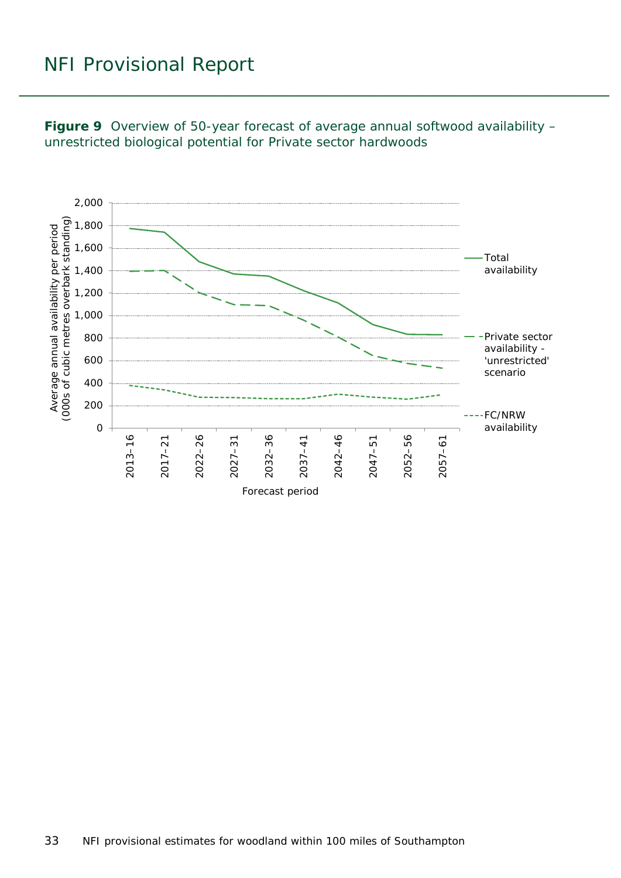**Figure 9** Overview of 50-year forecast of average annual softwood availability – unrestricted biological potential for Private sector hardwoods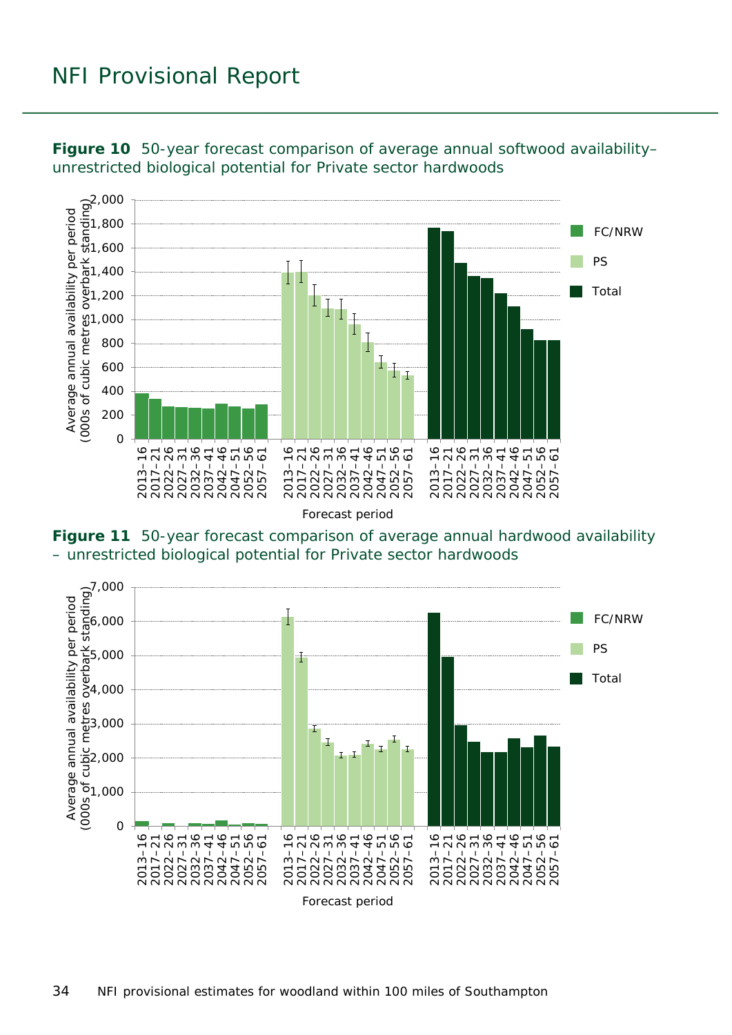**Figure 10** 50-year forecast comparison of average annual softwood availability– unrestricted biological potential for Private sector hardwoods

**Figure 11** 50-year forecast comparison of average annual hardwood availability – unrestricted biological potential for Private sector hardwoods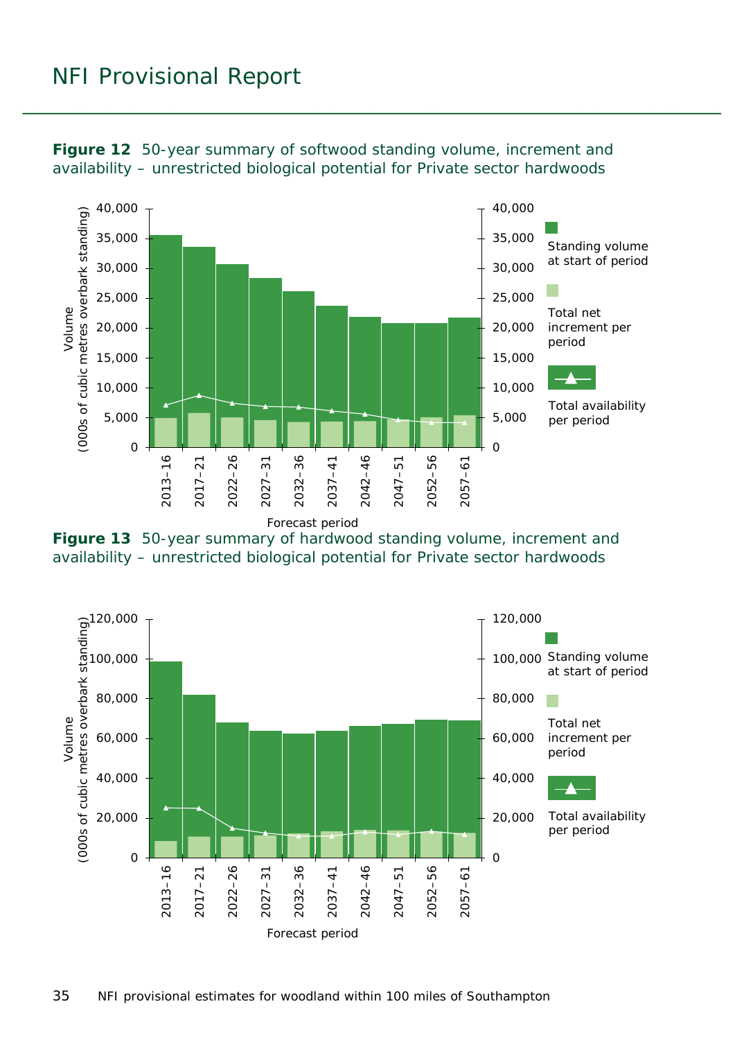**Figure 12** 50-year summary of softwood standing volume, increment and availability – unrestricted biological potential for Private sector hardwoods

**Figure 13** 50-year summary of hardwood standing volume, increment and availability – unrestricted biological potential for Private sector hardwoods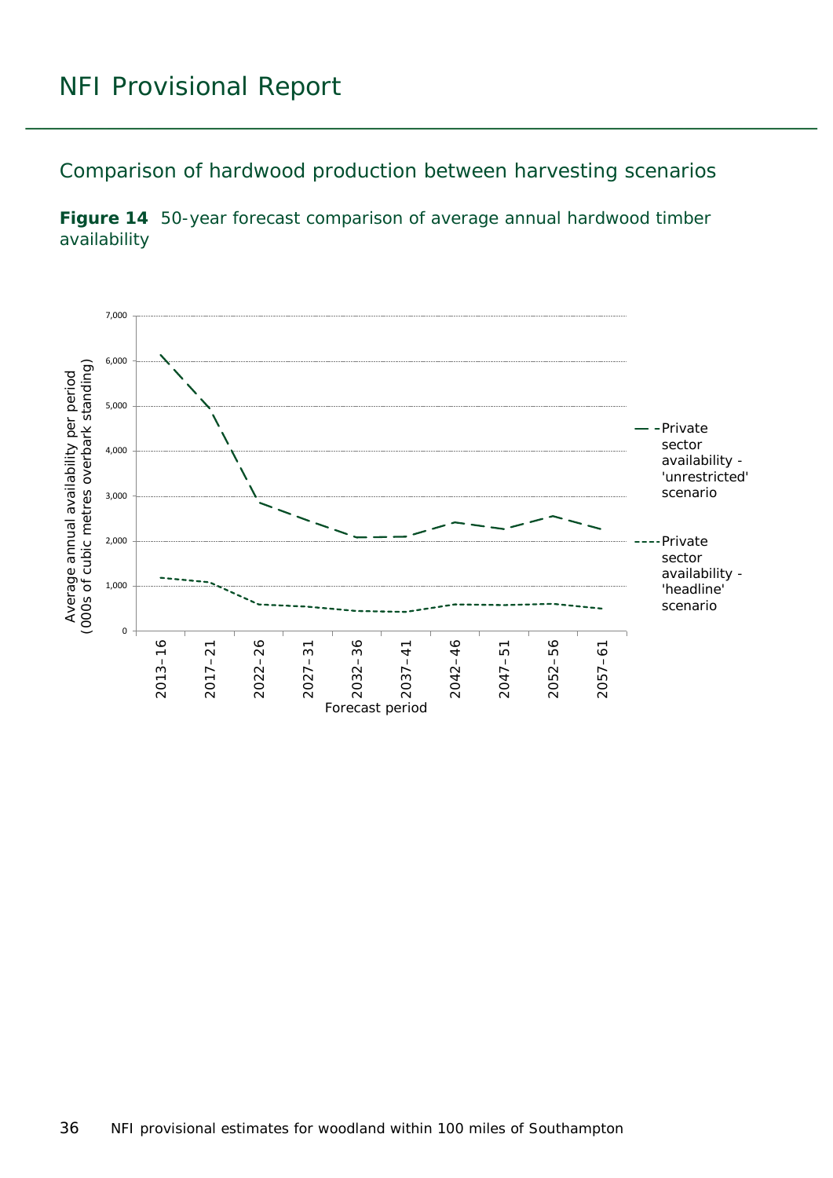## Comparison of hardwood production between harvesting scenarios

**Figure 14** 50-year forecast comparison of average annual hardwood timber availability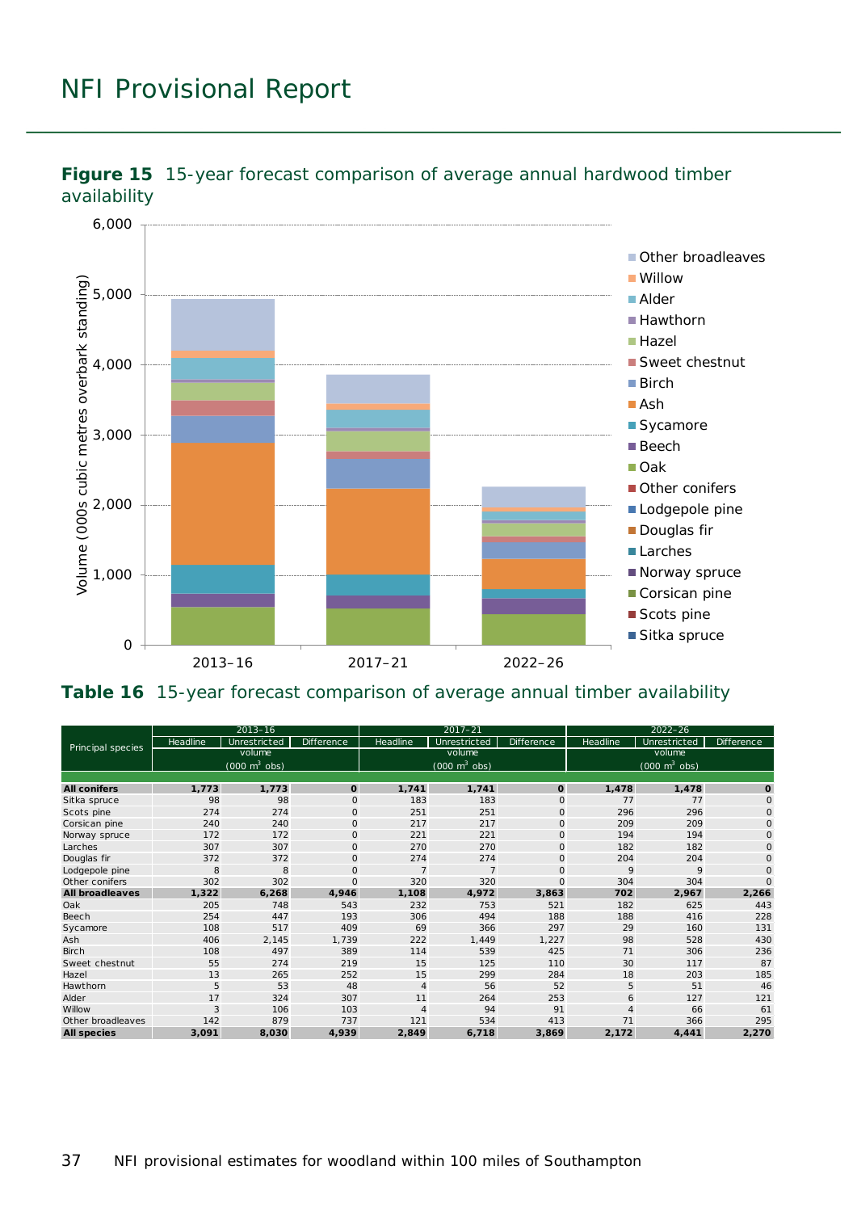**Figure 15** 15-year forecast comparison of average annual hardwood timber availability

**Table 16** 15-year forecast comparison of average annual timber availability

| Principal species | 2013–16 | | | 2017–21 | | | 2022–26 | | |
|---|---|---|---|---|---|---|---|---|---|
| | Headline | Unrestricted | Difference | Headline | Unrestricted | Difference | Headline | Unrestricted | Difference |
| | volume (000 $m^3$ obs) | | | volume (000 $m^3$ obs) | | | volume (000 $m^3$ obs) | | |
| **All conifers** | **1,773** | **1,773** | **0** | **1,741** | **1,741** | **0** | **1,478** | **1,478** | **0** |
| Sitka spruce | 98 | 98 | 0 | 183 | 183 | 0 | 77 | 77 | 0 |
| Scots pine | 274 | 274 | 0 | 251 | 251 | 0 | 296 | 296 | 0 |
| Corsican pine | 240 | 240 | 0 | 217 | 217 | 0 | 209 | 209 | 0 |
| Norway spruce | 172 | 172 | 0 | 221 | 221 | 0 | 194 | 194 | 0 |
| Larches | 307 | 307 | 0 | 270 | 270 | 0 | 182 | 182 | 0 |
| Douglas fir | 372 | 372 | 0 | 274 | 274 | 0 | 204 | 204 | 0 |
| Lodgepole pine | 8 | 8 | 0 | 7 | 7 | 0 | 9 | 9 | 0 |
| Other conifers | 302 | 302 | 0 | 320 | 320 | 0 | 304 | 304 | 0 |
| **All broadleaves** | **1,322** | **6,268** | **4,946** | **1,108** | **4,972** | **3,863** | **702** | **2,967** | **2,266** |
| Oak | 205 | 748 | 543 | 232 | 753 | 521 | 182 | 625 | 443 |
| Beech | 254 | 447 | 193 | 306 | 494 | 188 | 188 | 416 | 228 |
| Sycamore | 108 | 517 | 409 | 69 | 366 | 297 | 29 | 160 | 131 |
| Ash | 406 | 2,145 | 1,739 | 222 | 1,449 | 1,227 | 98 | 528 | 430 |
| Birch | 108 | 497 | 389 | 114 | 539 | 425 | 71 | 306 | 236 |
| Sweet chestnut | 55 | 274 | 219 | 15 | 125 | 110 | 30 | 117 | 87 |
| Hazel | 13 | 265 | 252 | 15 | 299 | 284 | 18 | 203 | 185 |
| Hawthorn | 5 | 53 | 48 | 4 | 56 | 52 | 5 | 51 | 46 |
| Alder | 17 | 324 | 307 | 11 | 264 | 253 | 6 | 127 | 121 |
| Willow | 3 | 106 | 103 | 4 | 94 | 91 | 4 | 66 | 61 |
| Other broadleaves | 142 | 879 | 737 | 121 | 534 | 413 | 71 | 366 | 295 |
| **All species** | **3,091** | **8,030** | **4,939** | **2,849** | **6,718** | **3,869** | **2,172** | **4,441** | **2,270** |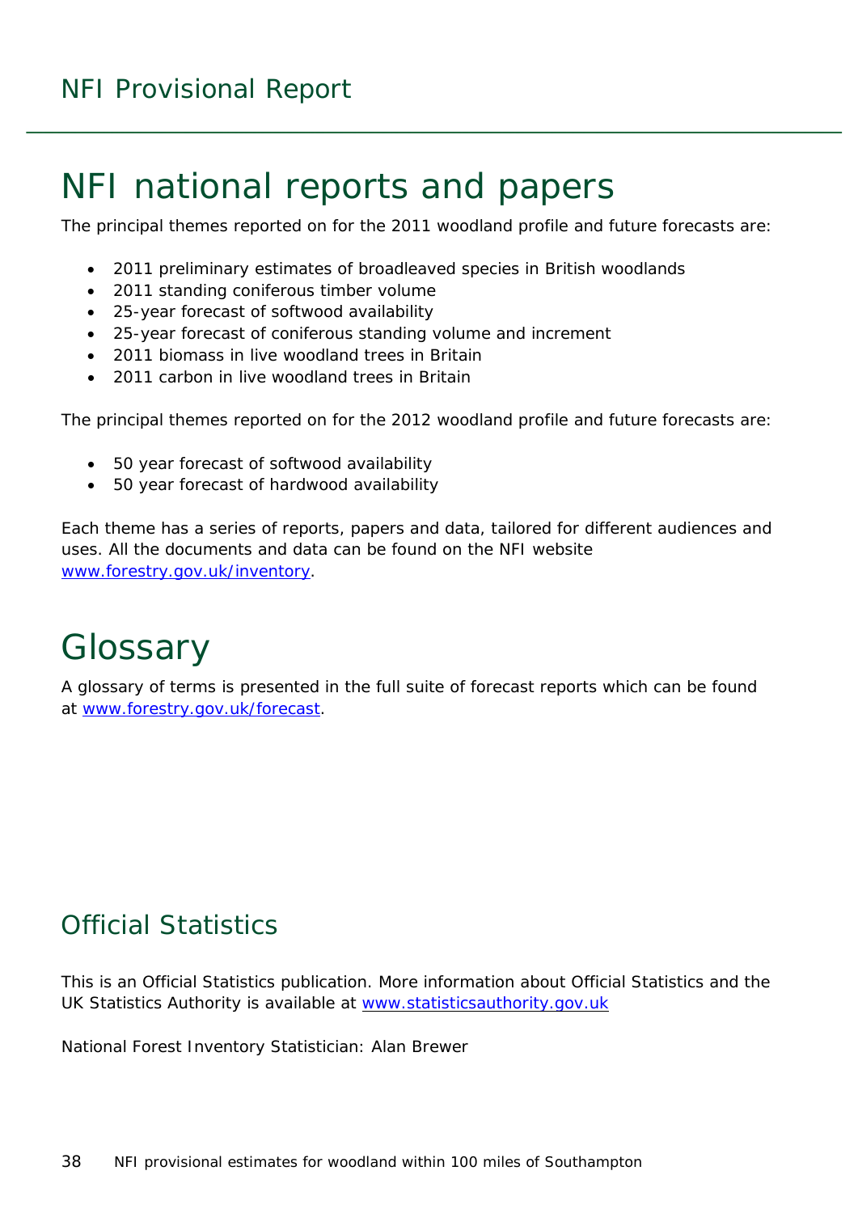# NFI national reports and papers

The principal themes reported on for the 2011 woodland profile and future forecasts are:

- 2011 preliminary estimates of broadleaved species in British woodlands
- 2011 standing coniferous timber volume
- 25-year forecast of softwood availability
- 25-year forecast of coniferous standing volume and increment
- 2011 biomass in live woodland trees in Britain
- 2011 carbon in live woodland trees in Britain

The principal themes reported on for the 2012 woodland profile and future forecasts are:

- 50 year forecast of softwood availability
- 50 year forecast of hardwood availability

Each theme has a series of reports, papers and data, tailored for different audiences and uses. All the documents and data can be found on the NFI website www.forestry.gov.uk/inventory.

# Glossary

A glossary of terms is presented in the full suite of forecast reports which can be found at www.forestry.gov.uk/forecast.

## Official Statistics

This is an Official Statistics publication. More information about Official Statistics and the UK Statistics Authority is available at www.statisticsauthority.gov.uk

National Forest Inventory Statistician: Alan Brewer